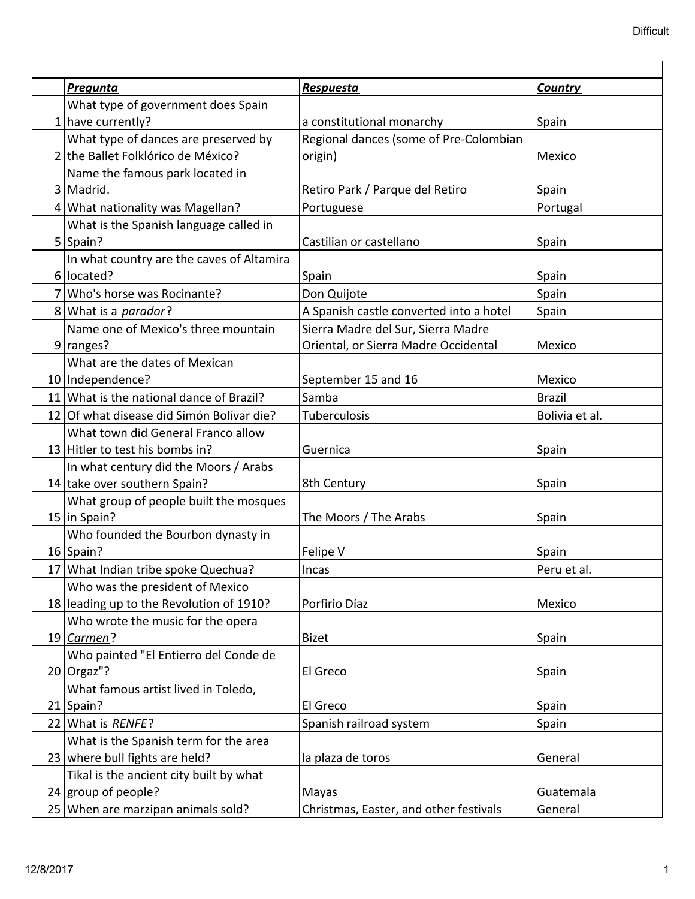Difficult

| | ***Pregunta*** | ***Respuesta*** | ***Country*** |
|---|---|---|---|
| 1 | What type of government does Spain have currently? | a constitutional monarchy | Spain |
| 2 | What type of dances are preserved by the Ballet Folklórico de México? | Regional dances (some of Pre-Colombian origin) | Mexico |
| 3 | Name the famous park located in Madrid. | Retiro Park / Parque del Retiro | Spain |
| 4 | What nationality was Magellan? | Portuguese | Portugal |
| 5 | What is the Spanish language called in Spain? | Castilian or castellano | Spain |
| 6 | In what country are the caves of Altamira located? | Spain | Spain |
| 7 | Who's horse was Rocinante? | Don Quijote | Spain |
| 8 | What is a *parador*? | A Spanish castle converted into a hotel | Spain |
| 9 | Name one of Mexico's three mountain ranges? | Sierra Madre del Sur, Sierra Madre Oriental, or Sierra Madre Occidental | Mexico |
| 10 | What are the dates of Mexican Independence? | September 15 and 16 | Mexico |
| 11 | What is the national dance of Brazil? | Samba | Brazil |
| 12 | Of what disease did Simón Bolívar die? | Tuberculosis | Bolivia et al. |
| 13 | What town did General Franco allow Hitler to test his bombs in? | Guernica | Spain |
| 14 | In what century did the Moors / Arabs take over southern Spain? | 8th Century | Spain |
| 15 | What group of people built the mosques in Spain? | The Moors / The Arabs | Spain |
| 16 | Who founded the Bourbon dynasty in Spain? | Felipe V | Spain |
| 17 | What Indian tribe spoke Quechua? | Incas | Peru et al. |
| 18 | Who was the president of Mexico leading up to the Revolution of 1910? | Porfirio Díaz | Mexico |
| 19 | Who wrote the music for the opera *Carmen*? | Bizet | Spain |
| 20 | Who painted "El Entierro del Conde de Orgaz"? | El Greco | Spain |
| 21 | What famous artist lived in Toledo, Spain? | El Greco | Spain |
| 22 | What is *RENFE*? | Spanish railroad system | Spain |
| 23 | What is the Spanish term for the area where bull fights are held? | la plaza de toros | General |
| 24 | Tikal is the ancient city built by what group of people? | Mayas | Guatemala |
| 25 | When are marzipan animals sold? | Christmas, Easter, and other festivals | General |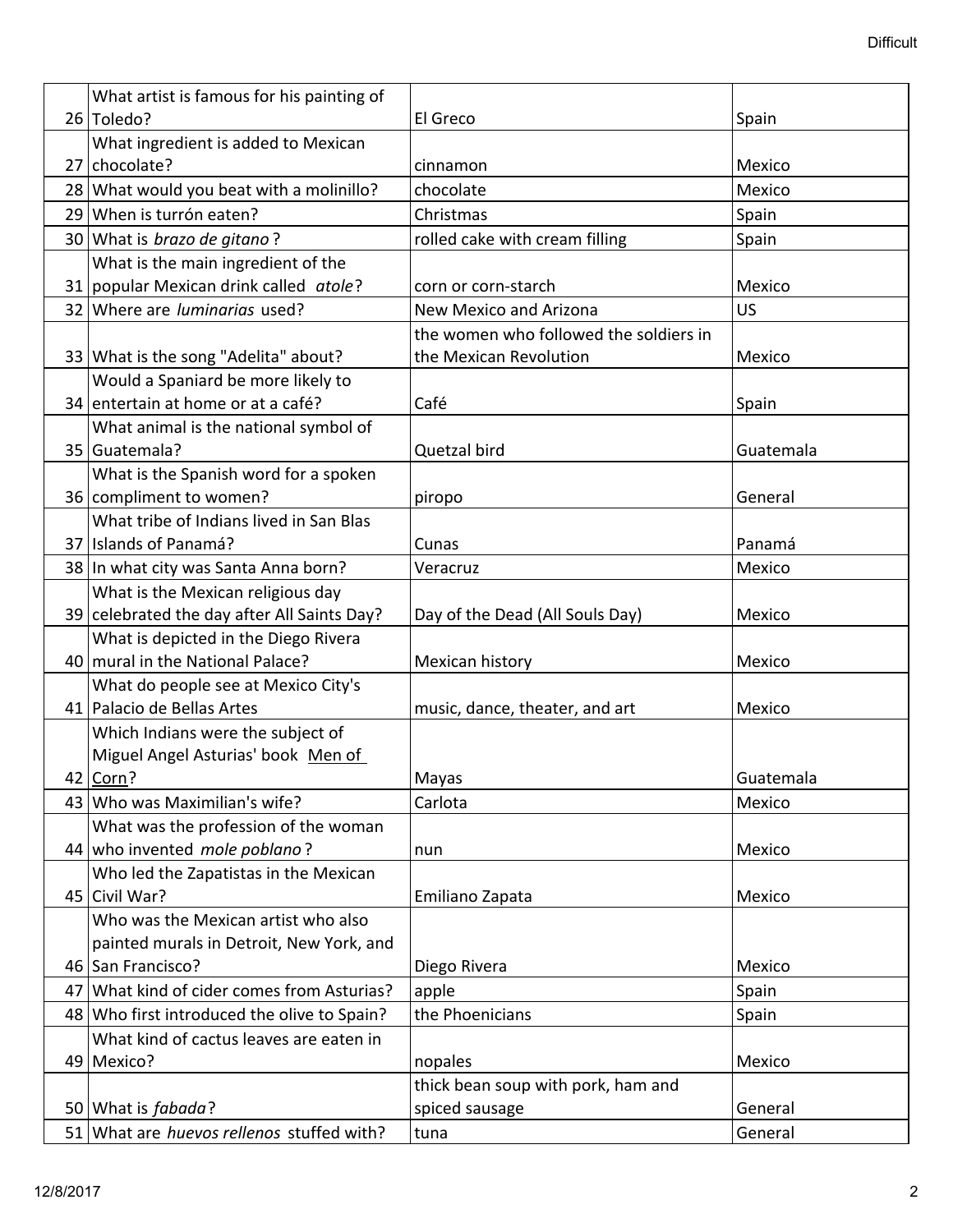| | | | |
|---|---|---|---|
| 26 | What artist is famous for his painting of Toledo? | El Greco | Spain |
| 27 | What ingredient is added to Mexican chocolate? | cinnamon | Mexico |
| 28 | What would you beat with a molinillo? | chocolate | Mexico |
| 29 | When is turrón eaten? | Christmas | Spain |
| 30 | What is *brazo de gitano*? | rolled cake with cream filling | Spain |
| 31 | What is the main ingredient of the popular Mexican drink called *atole*? | corn or corn-starch | Mexico |
| 32 | Where are *luminarias* used? | New Mexico and Arizona | US |
| 33 | What is the song "Adelita" about? | the women who followed the soldiers in the Mexican Revolution | Mexico |
| 34 | Would a Spaniard be more likely to entertain at home or at a café? | Café | Spain |
| 35 | What animal is the national symbol of Guatemala? | Quetzal bird | Guatemala |
| 36 | What is the Spanish word for a spoken compliment to women? | piropo | General |
| 37 | What tribe of Indians lived in San Blas Islands of Panamá? | Cunas | Panamá |
| 38 | In what city was Santa Anna born? | Veracruz | Mexico |
| 39 | What is the Mexican religious day celebrated the day after All Saints Day? | Day of the Dead (All Souls Day) | Mexico |
| 40 | What is depicted in the Diego Rivera mural in the National Palace? | Mexican history | Mexico |
| 41 | What do people see at Mexico City's Palacio de Bellas Artes | music, dance, theater, and art | Mexico |
| 42 | Which Indians were the subject of Miguel Angel Asturias' book Men of Corn? | Mayas | Guatemala |
| 43 | Who was Maximilian's wife? | Carlota | Mexico |
| 44 | What was the profession of the woman who invented *mole poblano*? | nun | Mexico |
| 45 | Who led the Zapatistas in the Mexican Civil War? | Emiliano Zapata | Mexico |
| 46 | Who was the Mexican artist who also painted murals in Detroit, New York, and San Francisco? | Diego Rivera | Mexico |
| 47 | What kind of cider comes from Asturias? | apple | Spain |
| 48 | Who first introduced the olive to Spain? | the Phoenicians | Spain |
| 49 | What kind of cactus leaves are eaten in Mexico? | nopales | Mexico |
| 50 | What is *fabada*? | thick bean soup with pork, ham and spiced sausage | General |
| 51 | What are *huevos rellenos* stuffed with? | tuna | General |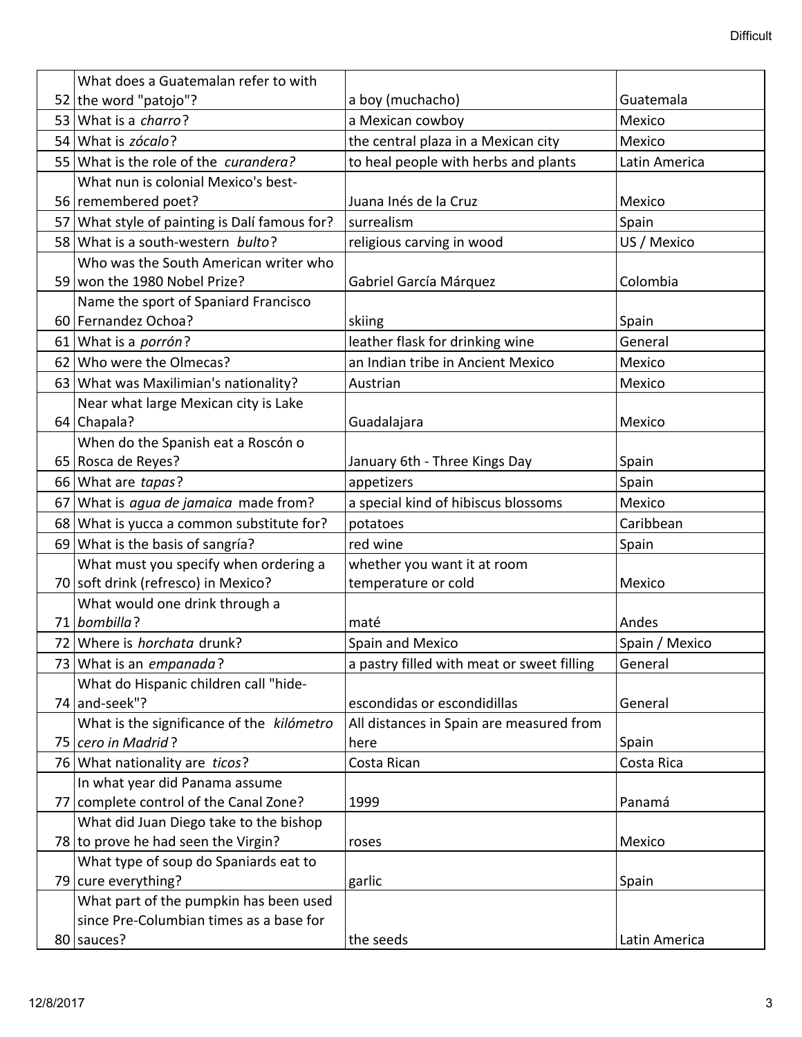| | | | |
|---|---|---|---|
| 52 | What does a Guatemalan refer to with the word "patojo"? | a boy (muchacho) | Guatemala |
| 53 | What is a *charro*? | a Mexican cowboy | Mexico |
| 54 | What is *zócalo*? | the central plaza in a Mexican city | Mexico |
| 55 | What is the role of the *curandera?* | to heal people with herbs and plants | Latin America |
| 56 | What nun is colonial Mexico's best-remembered poet? | Juana Inés de la Cruz | Mexico |
| 57 | What style of painting is Dalí famous for? | surrealism | Spain |
| 58 | What is a south-western *bulto*? | religious carving in wood | US / Mexico |
| 59 | Who was the South American writer who won the 1980 Nobel Prize? | Gabriel García Márquez | Colombia |
| 60 | Name the sport of Spaniard Francisco Fernandez Ochoa? | skiing | Spain |
| 61 | What is a *porrón*? | leather flask for drinking wine | General |
| 62 | Who were the Olmecas? | an Indian tribe in Ancient Mexico | Mexico |
| 63 | What was Maxilimian's nationality? | Austrian | Mexico |
| 64 | Near what large Mexican city is Lake Chapala? | Guadalajara | Mexico |
| 65 | When do the Spanish eat a Roscón o Rosca de Reyes? | January 6th - Three Kings Day | Spain |
| 66 | What are *tapas*? | appetizers | Spain |
| 67 | What is *agua de jamaica* made from? | a special kind of hibiscus blossoms | Mexico |
| 68 | What is yucca a common substitute for? | potatoes | Caribbean |
| 69 | What is the basis of sangría? | red wine | Spain |
| 70 | What must you specify when ordering a soft drink (refresco) in Mexico? | whether you want it at room temperature or cold | Mexico |
| 71 | What would one drink through a *bombilla*? | maté | Andes |
| 72 | Where is *horchata* drunk? | Spain and Mexico | Spain / Mexico |
| 73 | What is an *empanada*? | a pastry filled with meat or sweet filling | General |
| 74 | What do Hispanic children call "hide-and-seek"? | escondidas or escondidillas | General |
| 75 | What is the significance of the *kilómetro cero in Madrid*? | All distances in Spain are measured from here | Spain |
| 76 | What nationality are *ticos*? | Costa Rican | Costa Rica |
| 77 | In what year did Panama assume complete control of the Canal Zone? | 1999 | Panamá |
| 78 | What did Juan Diego take to the bishop to prove he had seen the Virgin? | roses | Mexico |
| 79 | What type of soup do Spaniards eat to cure everything? | garlic | Spain |
| 80 | What part of the pumpkin has been used since Pre-Columbian times as a base for sauces? | the seeds | Latin America |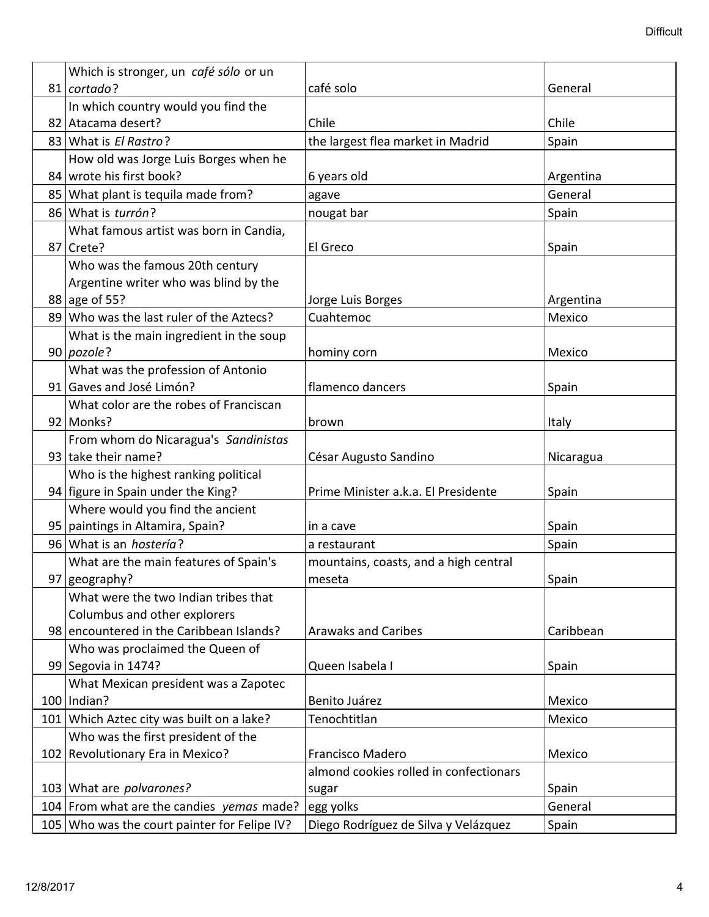| 81 | Which is stronger, un *café sólo* or un *cortado*? | café solo | General |
|---|---|---|---|
| 82 | In which country would you find the Atacama desert? | Chile | Chile |
| 83 | What is *El Rastro*? | the largest flea market in Madrid | Spain |
| 84 | How old was Jorge Luis Borges when he wrote his first book? | 6 years old | Argentina |
| 85 | What plant is tequila made from? | agave | General |
| 86 | What is *turrón*? | nougat bar | Spain |
| 87 | What famous artist was born in Candia, Crete? | El Greco | Spain |
| 88 | Who was the famous 20th century Argentine writer who was blind by the age of 55? | Jorge Luis Borges | Argentina |
| 89 | Who was the last ruler of the Aztecs? | Cuahtemoc | Mexico |
| 90 | What is the main ingredient in the soup *pozole*? | hominy corn | Mexico |
| 91 | What was the profession of Antonio Gaves and José Limón? | flamenco dancers | Spain |
| 92 | What color are the robes of Franciscan Monks? | brown | Italy |
| 93 | From whom do Nicaragua's *Sandinistas* take their name? | César Augusto Sandino | Nicaragua |
| 94 | Who is the highest ranking political figure in Spain under the King? | Prime Minister a.k.a. El Presidente | Spain |
| 95 | Where would you find the ancient paintings in Altamira, Spain? | in a cave | Spain |
| 96 | What is an *hostería*? | a restaurant | Spain |
| 97 | What are the main features of Spain's geography? | mountains, coasts, and a high central meseta | Spain |
| 98 | What were the two Indian tribes that Columbus and other explorers encountered in the Caribbean Islands? | Arawaks and Caribes | Caribbean |
| 99 | Who was proclaimed the Queen of Segovia in 1474? | Queen Isabela I | Spain |
| 100 | What Mexican president was a Zapotec Indian? | Benito Juárez | Mexico |
| 101 | Which Aztec city was built on a lake? | Tenochtitlan | Mexico |
| 102 | Who was the first president of the Revolutionary Era in Mexico? | Francisco Madero | Mexico |
| 103 | What are *polvarones?* | almond cookies rolled in confectionars sugar | Spain |
| 104 | From what are the candies *yemas* made? | egg yolks | General |
| 105 | Who was the court painter for Felipe IV? | Diego Rodríguez de Silva y Velázquez | Spain |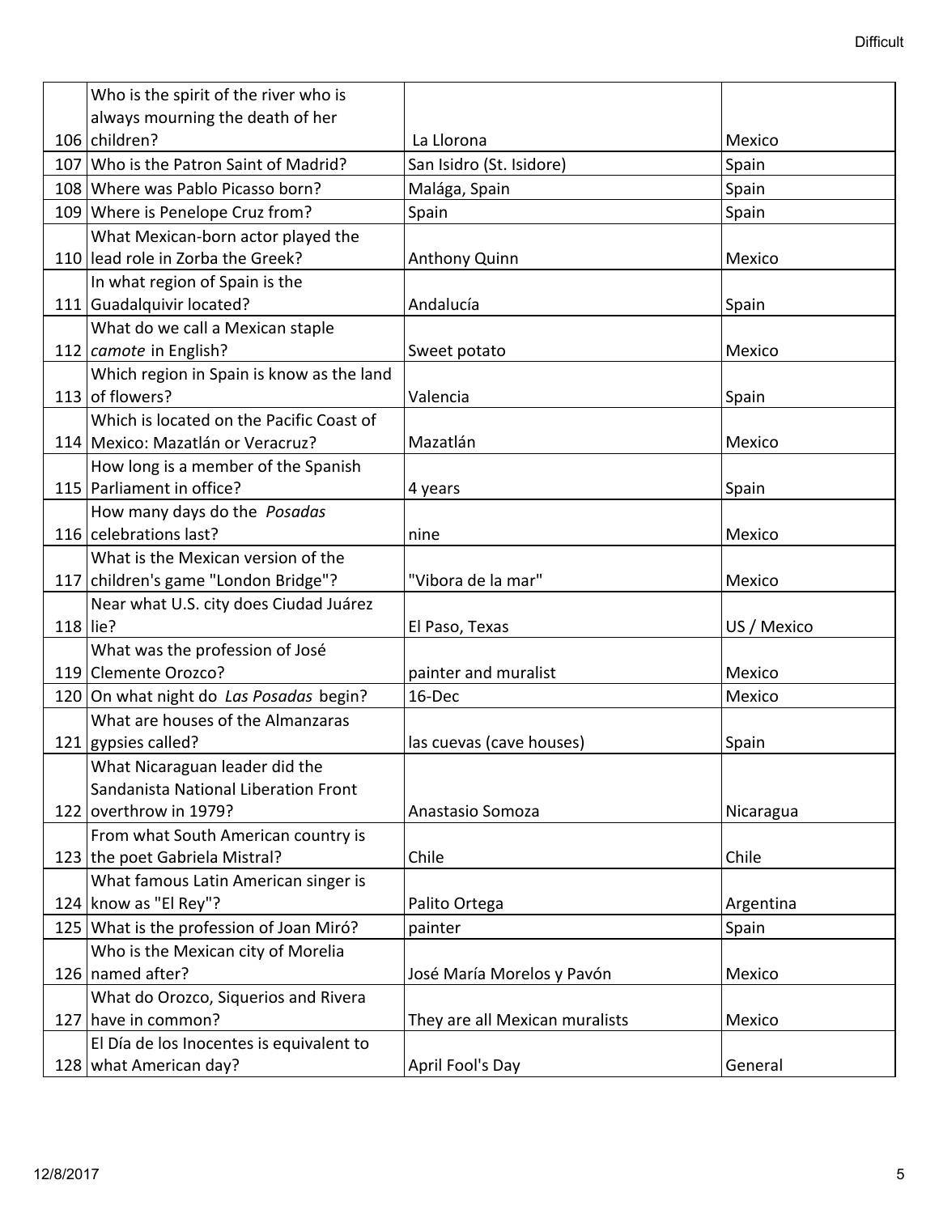| | | | |
|---|---|---|---|
| 106 | Who is the spirit of the river who is always mourning the death of her children? | La Llorona | Mexico |
| 107 | Who is the Patron Saint of Madrid? | San Isidro (St. Isidore) | Spain |
| 108 | Where was Pablo Picasso born? | Malága, Spain | Spain |
| 109 | Where is Penelope Cruz from? | Spain | Spain |
| 110 | What Mexican-born actor played the lead role in Zorba the Greek? | Anthony Quinn | Mexico |
| 111 | In what region of Spain is the Guadalquivir located? | Andalucía | Spain |
| 112 | What do we call a Mexican staple *camote* in English? | Sweet potato | Mexico |
| 113 | Which region in Spain is know as the land of flowers? | Valencia | Spain |
| 114 | Which is located on the Pacific Coast of Mexico: Mazatlán or Veracruz? | Mazatlán | Mexico |
| 115 | How long is a member of the Spanish Parliament in office? | 4 years | Spain |
| 116 | How many days do the *Posadas* celebrations last? | nine | Mexico |
| 117 | What is the Mexican version of the children's game "London Bridge"? | "Vibora de la mar" | Mexico |
| 118 | Near what U.S. city does Ciudad Juárez lie? | El Paso, Texas | US / Mexico |
| 119 | What was the profession of José Clemente Orozco? | painter and muralist | Mexico |
| 120 | On what night do *Las Posadas* begin? | 16-Dec | Mexico |
| 121 | What are houses of the Almanzaras gypsies called? | las cuevas (cave houses) | Spain |
| 122 | What Nicaraguan leader did the Sandanista National Liberation Front overthrow in 1979? | Anastasio Somoza | Nicaragua |
| 123 | From what South American country is the poet Gabriela Mistral? | Chile | Chile |
| 124 | What famous Latin American singer is know as "El Rey"? | Palito Ortega | Argentina |
| 125 | What is the profession of Joan Miró? | painter | Spain |
| 126 | Who is the Mexican city of Morelia named after? | José María Morelos y Pavón | Mexico |
| 127 | What do Orozco, Siquerios and Rivera have in common? | They are all Mexican muralists | Mexico |
| 128 | El Día de los Inocentes is equivalent to what American day? | April Fool's Day | General |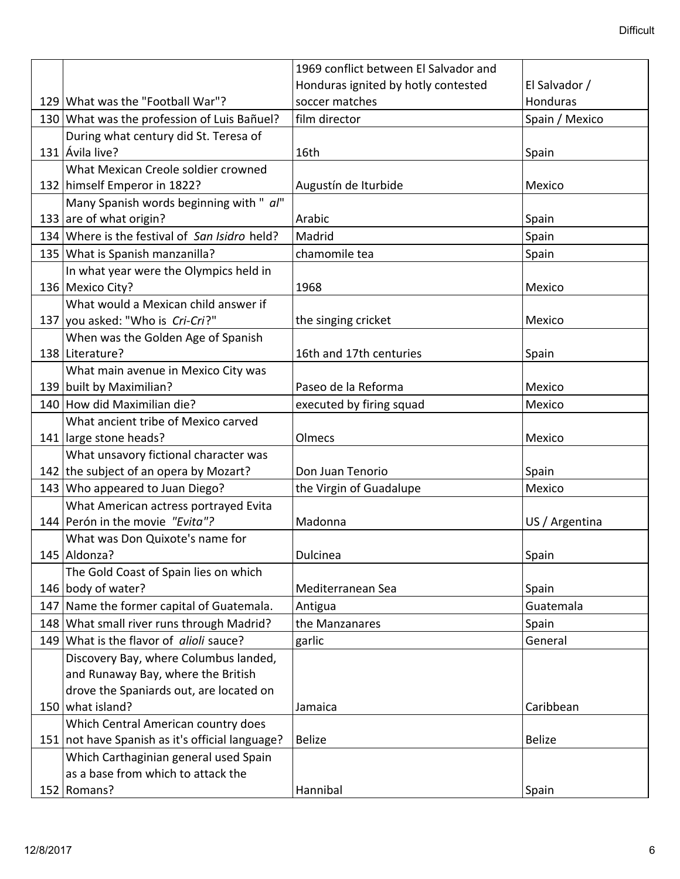| | | | |
|---|---|---|---|
| 129 | What was the "Football War"? | 1969 conflict between El Salvador and Honduras ignited by hotly contested soccer matches | El Salvador / Honduras |
| 130 | What was the profession of Luis Bañuel? | film director | Spain / Mexico |
| 131 | During what century did St. Teresa of Ávila live? | 16th | Spain |
| 132 | What Mexican Creole soldier crowned himself Emperor in 1822? | Augustín de Iturbide | Mexico |
| 133 | Many Spanish words beginning with " *al*" are of what origin? | Arabic | Spain |
| 134 | Where is the festival of *San Isidro* held? | Madrid | Spain |
| 135 | What is Spanish manzanilla? | chamomile tea | Spain |
| 136 | In what year were the Olympics held in Mexico City? | 1968 | Mexico |
| 137 | What would a Mexican child answer if you asked: "Who is *Cri-Cri*?" | the singing cricket | Mexico |
| 138 | When was the Golden Age of Spanish Literature? | 16th and 17th centuries | Spain |
| 139 | What main avenue in Mexico City was built by Maximilian? | Paseo de la Reforma | Mexico |
| 140 | How did Maximilian die? | executed by firing squad | Mexico |
| 141 | What ancient tribe of Mexico carved large stone heads? | Olmecs | Mexico |
| 142 | What unsavory fictional character was the subject of an opera by Mozart? | Don Juan Tenorio | Spain |
| 143 | Who appeared to Juan Diego? | the Virgin of Guadalupe | Mexico |
| 144 | What American actress portrayed Evita Perón in the movie *"Evita"?* | Madonna | US / Argentina |
| 145 | What was Don Quixote's name for Aldonza? | Dulcinea | Spain |
| 146 | The Gold Coast of Spain lies on which body of water? | Mediterranean Sea | Spain |
| 147 | Name the former capital of Guatemala. | Antigua | Guatemala |
| 148 | What small river runs through Madrid? | the Manzanares | Spain |
| 149 | What is the flavor of *alioli* sauce? | garlic | General |
| 150 | Discovery Bay, where Columbus landed, and Runaway Bay, where the British drove the Spaniards out, are located on what island? | Jamaica | Caribbean |
| 151 | Which Central American country does not have Spanish as it's official language? | Belize | Belize |
| 152 | Which Carthaginian general used Spain as a base from which to attack the Romans? | Hannibal | Spain |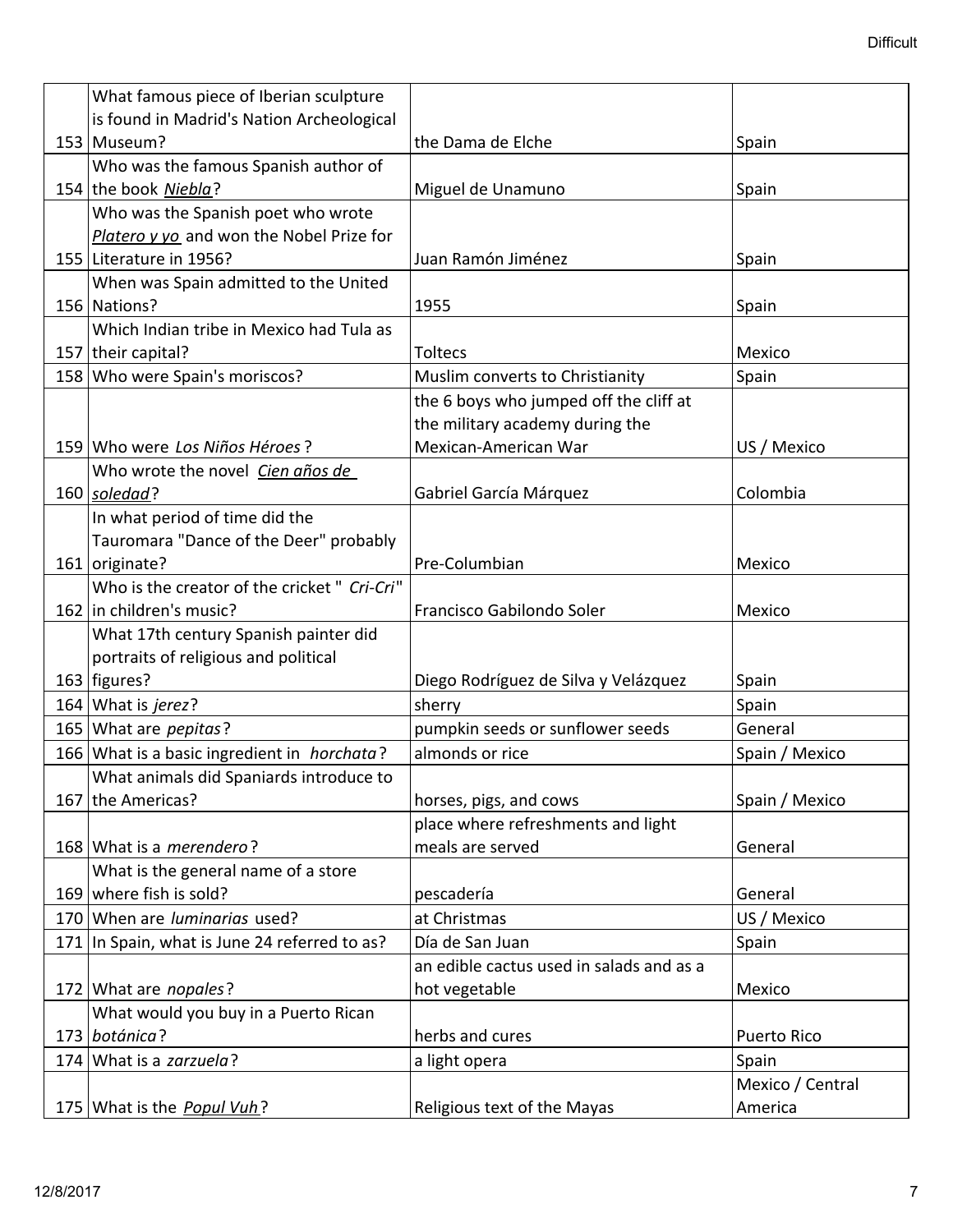| | | | |
|---|---|---|---|
| 153 | What famous piece of Iberian sculpture is found in Madrid's Nation Archeological Museum? | the Dama de Elche | Spain |
| 154 | Who was the famous Spanish author of the book ***Niebla***? | Miguel de Unamuno | Spain |
| 155 | Who was the Spanish poet who wrote ***Platero y yo*** and won the Nobel Prize for Literature in 1956? | Juan Ramón Jiménez | Spain |
| 156 | When was Spain admitted to the United Nations? | 1955 | Spain |
| 157 | Which Indian tribe in Mexico had Tula as their capital? | Toltecs | Mexico |
| 158 | Who were Spain's moriscos? | Muslim converts to Christianity | Spain |
| 159 | Who were *Los Niños Héroes*? | the 6 boys who jumped off the cliff at the military academy during the Mexican-American War | US / Mexico |
| 160 | Who wrote the novel ***Cien años de soledad***? | Gabriel García Márquez | Colombia |
| 161 | In what period of time did the Tauromara "Dance of the Deer" probably originate? | Pre-Columbian | Mexico |
| 162 | Who is the creator of the cricket " *Cri-Cri*" in children's music? | Francisco Gabilondo Soler | Mexico |
| 163 | What 17th century Spanish painter did portraits of religious and political figures? | Diego Rodríguez de Silva y Velázquez | Spain |
| 164 | What is *jerez*? | sherry | Spain |
| 165 | What are *pepitas*? | pumpkin seeds or sunflower seeds | General |
| 166 | What is a basic ingredient in *horchata*? | almonds or rice | Spain / Mexico |
| 167 | What animals did Spaniards introduce to the Americas? | horses, pigs, and cows | Spain / Mexico |
| 168 | What is a *merendero*? | place where refreshments and light meals are served | General |
| 169 | What is the general name of a store where fish is sold? | pescadería | General |
| 170 | When are *luminarias* used? | at Christmas | US / Mexico |
| 171 | In Spain, what is June 24 referred to as? | Día de San Juan | Spain |
| 172 | What are *nopales*? | an edible cactus used in salads and as a hot vegetable | Mexico |
| 173 | What would you buy in a Puerto Rican *botánica*? | herbs and cures | Puerto Rico |
| 174 | What is a *zarzuela*? | a light opera | Spain |
| 175 | What is the ***Popul Vuh***? | Religious text of the Mayas | Mexico / Central America |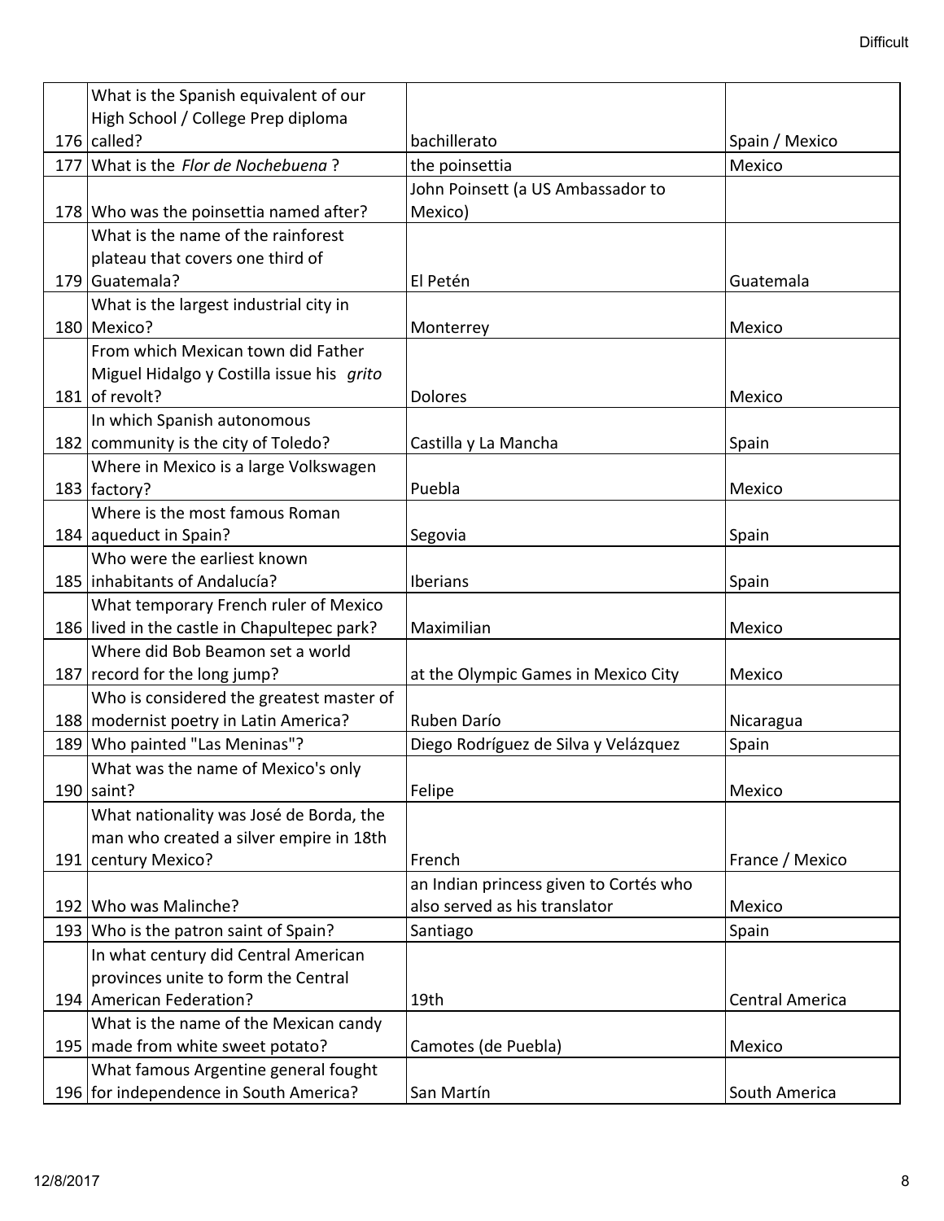| | | | |
|---|---|---|---|
| 176 | What is the Spanish equivalent of our High School / College Prep diploma called? | bachillerato | Spain / Mexico |
| 177 | What is the *Flor de Nochebuena* ? | the poinsettia | Mexico |
| 178 | Who was the poinsettia named after? | John Poinsett (a US Ambassador to Mexico) | |
| 179 | What is the name of the rainforest plateau that covers one third of Guatemala? | El Petén | Guatemala |
| 180 | What is the largest industrial city in Mexico? | Monterrey | Mexico |
| 181 | From which Mexican town did Father Miguel Hidalgo y Costilla issue his *grito* of revolt? | Dolores | Mexico |
| 182 | In which Spanish autonomous community is the city of Toledo? | Castilla y La Mancha | Spain |
| 183 | Where in Mexico is a large Volkswagen factory? | Puebla | Mexico |
| 184 | Where is the most famous Roman aqueduct in Spain? | Segovia | Spain |
| 185 | Who were the earliest known inhabitants of Andalucía? | Iberians | Spain |
| 186 | What temporary French ruler of Mexico lived in the castle in Chapultepec park? | Maximilian | Mexico |
| 187 | Where did Bob Beamon set a world record for the long jump? | at the Olympic Games in Mexico City | Mexico |
| 188 | Who is considered the greatest master of modernist poetry in Latin America? | Ruben Darío | Nicaragua |
| 189 | Who painted "Las Meninas"? | Diego Rodríguez de Silva y Velázquez | Spain |
| 190 | What was the name of Mexico's only saint? | Felipe | Mexico |
| 191 | What nationality was José de Borda, the man who created a silver empire in 18th century Mexico? | French | France / Mexico |
| 192 | Who was Malinche? | an Indian princess given to Cortés who also served as his translator | Mexico |
| 193 | Who is the patron saint of Spain? | Santiago | Spain |
| 194 | In what century did Central American provinces unite to form the Central American Federation? | 19th | Central America |
| 195 | What is the name of the Mexican candy made from white sweet potato? | Camotes (de Puebla) | Mexico |
| 196 | What famous Argentine general fought for independence in South America? | San Martín | South America |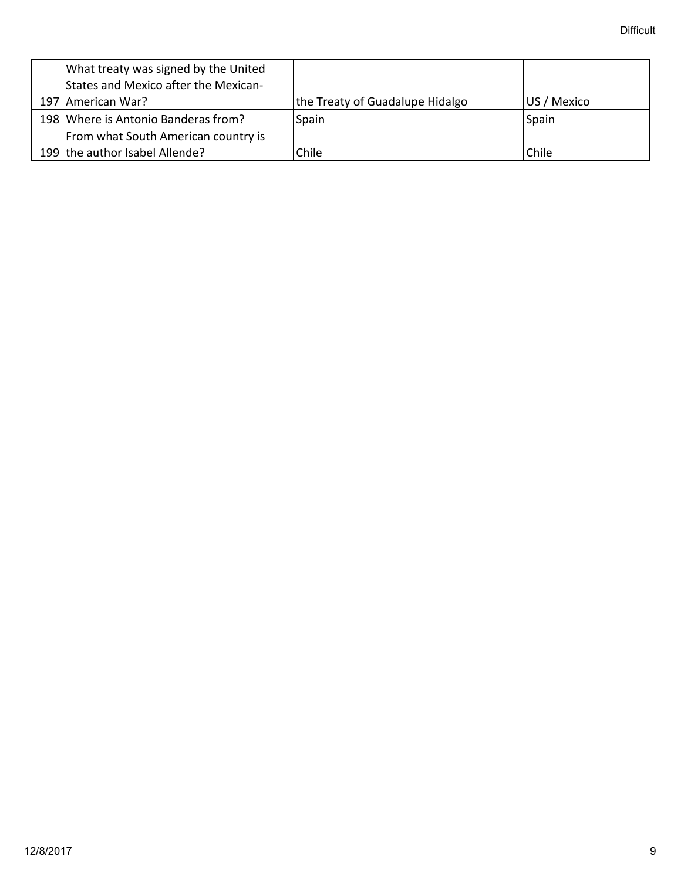| | | | |
|---|---|---|---|
| 197 | What treaty was signed by the United States and Mexico after the Mexican-American War? | the Treaty of Guadalupe Hidalgo | US / Mexico |
| 198 | Where is Antonio Banderas from? | Spain | Spain |
| 199 | From what South American country is the author Isabel Allende? | Chile | Chile |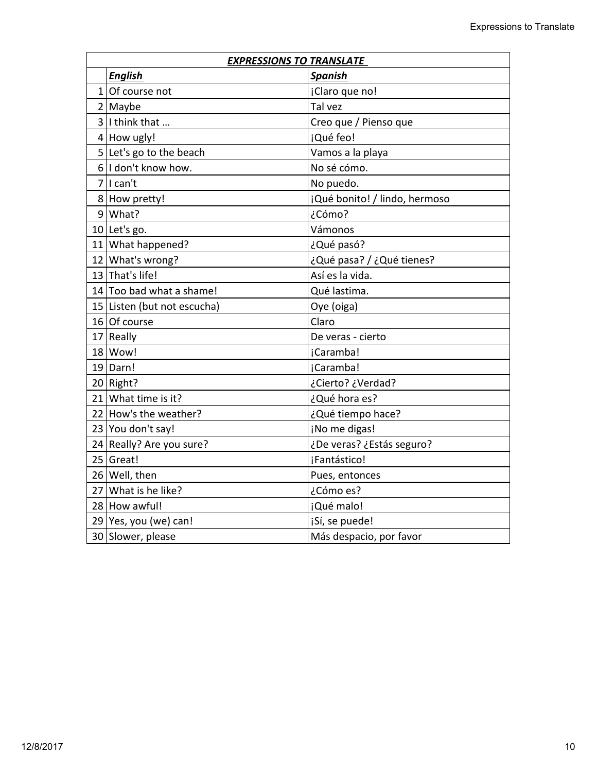| EXPRESSIONS TO TRANSLATE | | |
|---|---|---|
| | ***English*** | ***Spanish*** |
| 1 | Of course not | ¡Claro que no! |
| 2 | Maybe | Tal vez |
| 3 | I think that … | Creo que / Pienso que |
| 4 | How ugly! | ¡Qué feo! |
| 5 | Let's go to the beach | Vamos a la playa |
| 6 | I don't know how. | No sé cómo. |
| 7 | I can't | No puedo. |
| 8 | How pretty! | ¡Qué bonito! / lindo, hermoso |
| 9 | What? | ¿Cómo? |
| 10 | Let's go. | Vámonos |
| 11 | What happened? | ¿Qué pasó? |
| 12 | What's wrong? | ¿Qué pasa? / ¿Qué tienes? |
| 13 | That's life! | Así es la vida. |
| 14 | Too bad what a shame! | Qué lastima. |
| 15 | Listen (but not escucha) | Oye (oiga) |
| 16 | Of course | Claro |
| 17 | Really | De veras - cierto |
| 18 | Wow! | ¡Caramba! |
| 19 | Darn! | ¡Caramba! |
| 20 | Right? | ¿Cierto? ¿Verdad? |
| 21 | What time is it? | ¿Qué hora es? |
| 22 | How's the weather? | ¿Qué tiempo hace? |
| 23 | You don't say! | ¡No me digas! |
| 24 | Really? Are you sure? | ¿De veras? ¿Estás seguro? |
| 25 | Great! | ¡Fantástico! |
| 26 | Well, then | Pues, entonces |
| 27 | What is he like? | ¿Cómo es? |
| 28 | How awful! | ¡Qué malo! |
| 29 | Yes, you (we) can! | ¡Sí, se puede! |
| 30 | Slower, please | Más despacio, por favor |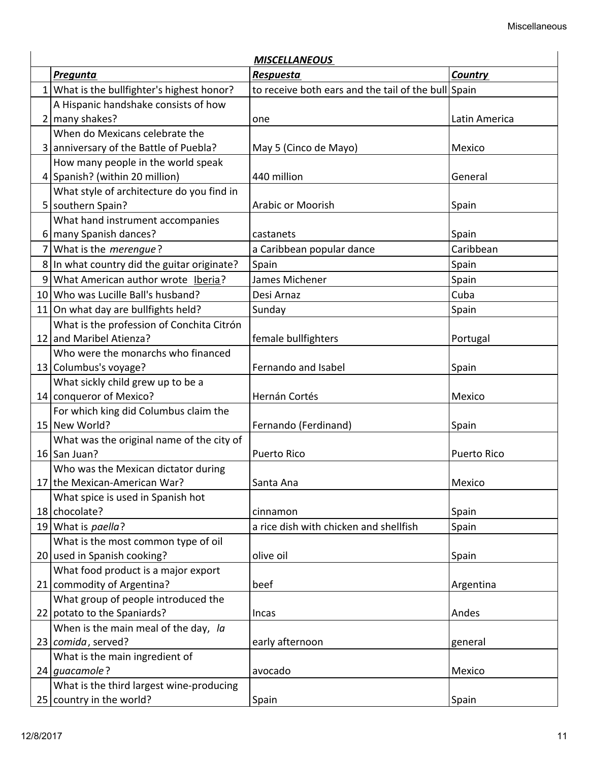| | *MISCELLANEOUS* | | |
|---|---|---|---|
| | ***Pregunta*** | ***Respuesta*** | ***Country*** |
| 1 | What is the bullfighter's highest honor? | to receive both ears and the tail of the bull | Spain |
| 2 | A Hispanic handshake consists of how many shakes? | one | Latin America |
| 3 | When do Mexicans celebrate the anniversary of the Battle of Puebla? | May 5 (Cinco de Mayo) | Mexico |
| 4 | How many people in the world speak Spanish? (within 20 million) | 440 million | General |
| 5 | What style of architecture do you find in southern Spain? | Arabic or Moorish | Spain |
| 6 | What hand instrument accompanies many Spanish dances? | castanets | Spain |
| 7 | What is the *merengue*? | a Caribbean popular dance | Caribbean |
| 8 | In what country did the guitar originate? | Spain | Spain |
| 9 | What American author wrote <u>Iberia</u>? | James Michener | Spain |
| 10 | Who was Lucille Ball's husband? | Desi Arnaz | Cuba |
| 11 | On what day are bullfights held? | Sunday | Spain |
| 12 | What is the profession of Conchita Citrón and Maribel Atienza? | female bullfighters | Portugal |
| 13 | Who were the monarchs who financed Columbus's voyage? | Fernando and Isabel | Spain |
| 14 | What sickly child grew up to be a conqueror of Mexico? | Hernán Cortés | Mexico |
| 15 | For which king did Columbus claim the New World? | Fernando (Ferdinand) | Spain |
| 16 | What was the original name of the city of San Juan? | Puerto Rico | Puerto Rico |
| 17 | Who was the Mexican dictator during the Mexican-American War? | Santa Ana | Mexico |
| 18 | What spice is used in Spanish hot chocolate? | cinnamon | Spain |
| 19 | What is *paella*? | a rice dish with chicken and shellfish | Spain |
| 20 | What is the most common type of oil used in Spanish cooking? | olive oil | Spain |
| 21 | What food product is a major export commodity of Argentina? | beef | Argentina |
| 22 | What group of people introduced the potato to the Spaniards? | Incas | Andes |
| 23 | When is the main meal of the day, *la comida*, served? | early afternoon | general |
| 24 | What is the main ingredient of *guacamole*? | avocado | Mexico |
| 25 | What is the third largest wine-producing country in the world? | Spain | Spain |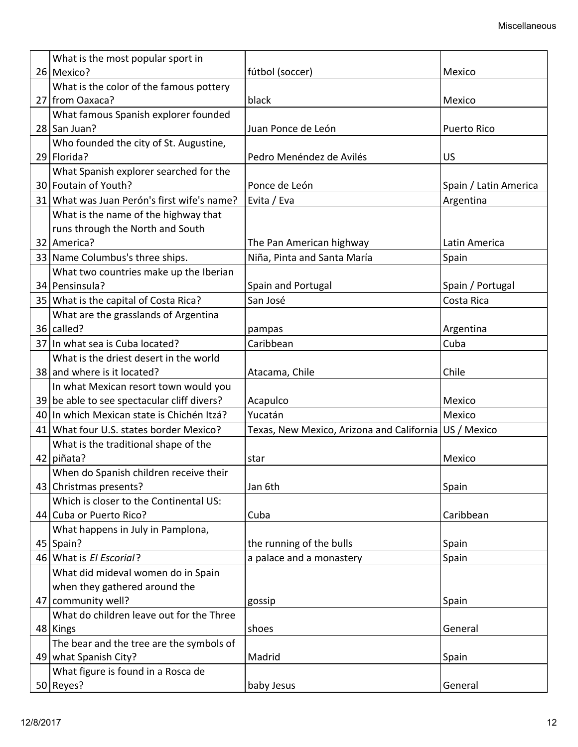| | | | |
|---|---|---|---|
| 26 | What is the most popular sport in Mexico? | fútbol (soccer) | Mexico |
| 27 | What is the color of the famous pottery from Oaxaca? | black | Mexico |
| 28 | What famous Spanish explorer founded San Juan? | Juan Ponce de León | Puerto Rico |
| 29 | Who founded the city of St. Augustine, Florida? | Pedro Menéndez de Avilés | US |
| 30 | What Spanish explorer searched for the Foutain of Youth? | Ponce de León | Spain / Latin America |
| 31 | What was Juan Perón's first wife's name? | Evita / Eva | Argentina |
| 32 | What is the name of the highway that runs through the North and South America? | The Pan American highway | Latin America |
| 33 | Name Columbus's three ships. | Niña, Pinta and Santa María | Spain |
| 34 | What two countries make up the Iberian Pensinsula? | Spain and Portugal | Spain / Portugal |
| 35 | What is the capital of Costa Rica? | San José | Costa Rica |
| 36 | What are the grasslands of Argentina called? | pampas | Argentina |
| 37 | In what sea is Cuba located? | Caribbean | Cuba |
| 38 | What is the driest desert in the world and where is it located? | Atacama, Chile | Chile |
| 39 | In what Mexican resort town would you be able to see spectacular cliff divers? | Acapulco | Mexico |
| 40 | In which Mexican state is Chichén Itzá? | Yucatán | Mexico |
| 41 | What four U.S. states border Mexico? | Texas, New Mexico, Arizona and California | US / Mexico |
| 42 | What is the traditional shape of the piñata? | star | Mexico |
| 43 | When do Spanish children receive their Christmas presents? | Jan 6th | Spain |
| 44 | Which is closer to the Continental US: Cuba or Puerto Rico? | Cuba | Caribbean |
| 45 | What happens in July in Pamplona, Spain? | the running of the bulls | Spain |
| 46 | What is *El Escorial*? | a palace and a monastery | Spain |
| 47 | What did mideval women do in Spain when they gathered around the community well? | gossip | Spain |
| 48 | What do children leave out for the Three Kings | shoes | General |
| 49 | The bear and the tree are the symbols of what Spanish City? | Madrid | Spain |
| 50 | What figure is found in a Rosca de Reyes? | baby Jesus | General |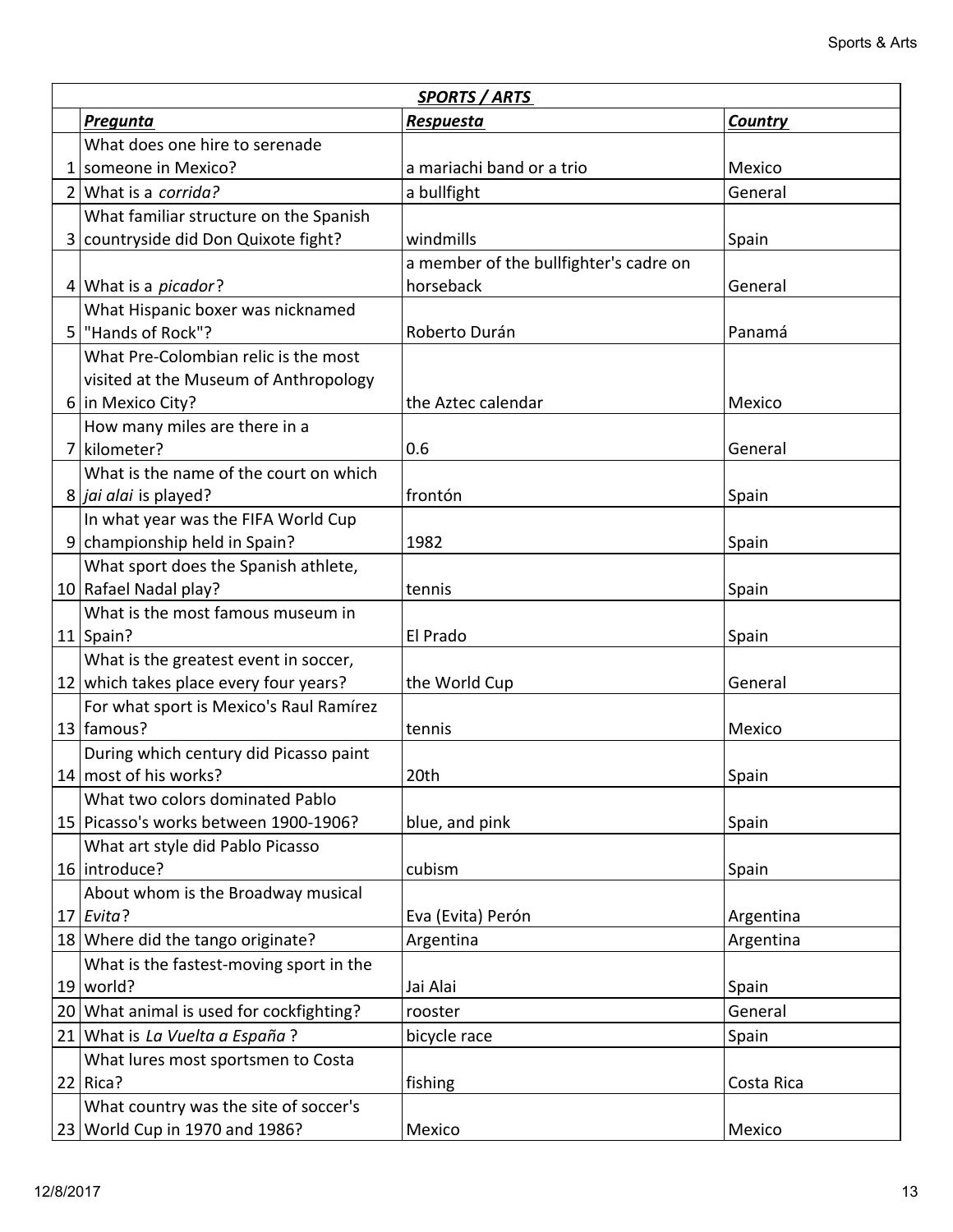| | ***SPORTS / ARTS*** | | |
|---|---|---|---|
| | ***Pregunta*** | ***Respuesta*** | ***Country*** |
| 1 | What does one hire to serenade someone in Mexico? | a mariachi band or a trio | Mexico |
| 2 | What is a *corrida?* | a bullfight | General |
| 3 | What familiar structure on the Spanish countryside did Don Quixote fight? | windmills | Spain |
| 4 | What is a *picador*? | a member of the bullfighter's cadre on horseback | General |
| 5 | What Hispanic boxer was nicknamed "Hands of Rock"? | Roberto Durán | Panamá |
| 6 | What Pre-Colombian relic is the most visited at the Museum of Anthropology in Mexico City? | the Aztec calendar | Mexico |
| 7 | How many miles are there in a kilometer? | 0.6 | General |
| 8 | What is the name of the court on which *jai alai* is played? | frontón | Spain |
| 9 | In what year was the FIFA World Cup championship held in Spain? | 1982 | Spain |
| 10 | What sport does the Spanish athlete, Rafael Nadal play? | tennis | Spain |
| 11 | What is the most famous museum in Spain? | El Prado | Spain |
| 12 | What is the greatest event in soccer, which takes place every four years? | the World Cup | General |
| 13 | For what sport is Mexico's Raul Ramírez famous? | tennis | Mexico |
| 14 | During which century did Picasso paint most of his works? | 20th | Spain |
| 15 | What two colors dominated Pablo Picasso's works between 1900-1906? | blue, and pink | Spain |
| 16 | What art style did Pablo Picasso introduce? | cubism | Spain |
| 17 | About whom is the Broadway musical *Evita*? | Eva (Evita) Perón | Argentina |
| 18 | Where did the tango originate? | Argentina | Argentina |
| 19 | What is the fastest-moving sport in the world? | Jai Alai | Spain |
| 20 | What animal is used for cockfighting? | rooster | General |
| 21 | What is *La Vuelta a España* ? | bicycle race | Spain |
| 22 | What lures most sportsmen to Costa Rica? | fishing | Costa Rica |
| 23 | What country was the site of soccer's World Cup in 1970 and 1986? | Mexico | Mexico |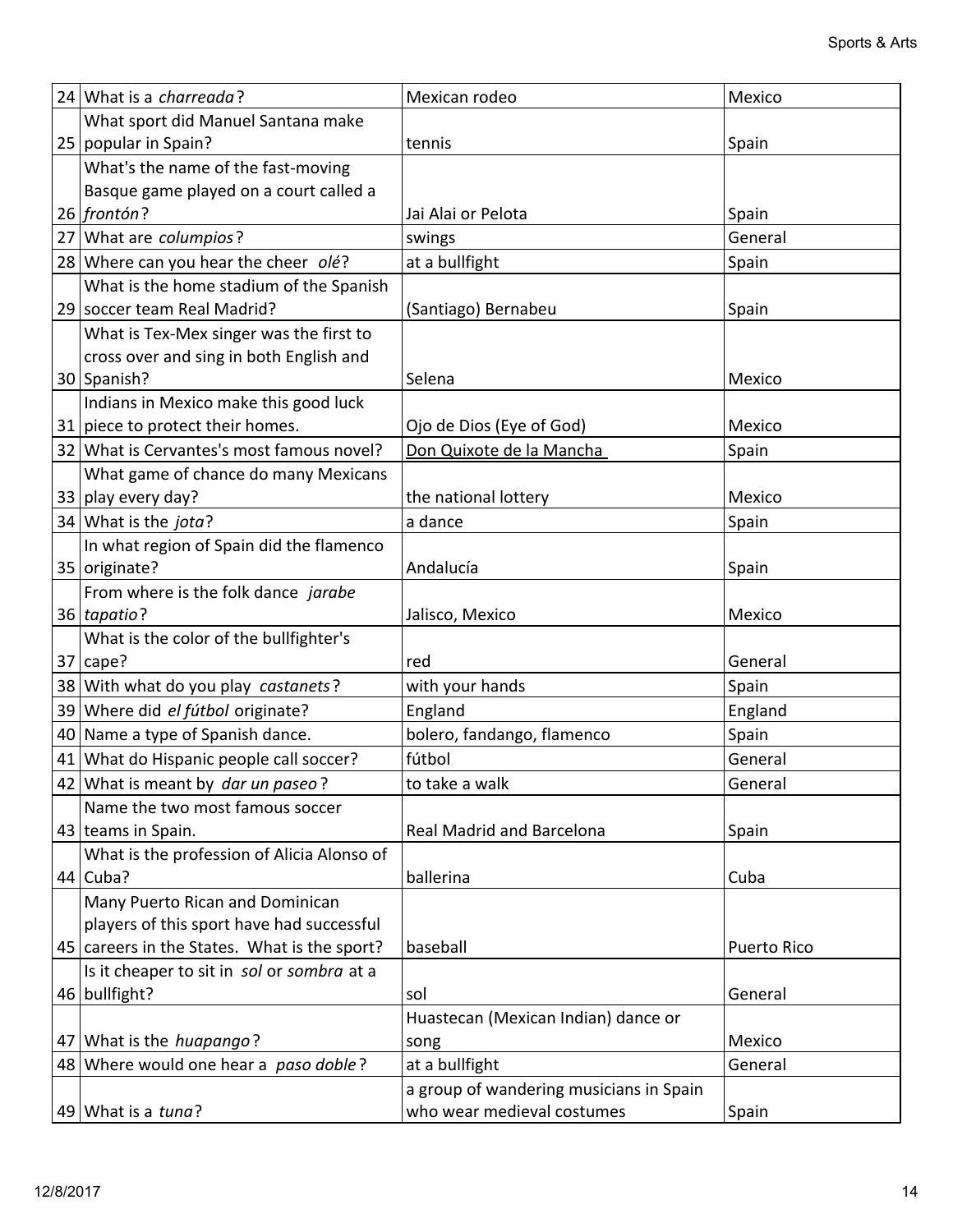| | | | |
|---|---|---|---|
| 24 | What is a *charreada*? | Mexican rodeo | Mexico |
| 25 | What sport did Manuel Santana make popular in Spain? | tennis | Spain |
| 26 | What's the name of the fast-moving Basque game played on a court called a *frontón*? | Jai Alai or Pelota | Spain |
| 27 | What are *columpios*? | swings | General |
| 28 | Where can you hear the cheer *olé*? | at a bullfight | Spain |
| 29 | What is the home stadium of the Spanish soccer team Real Madrid? | (Santiago) Bernabeu | Spain |
| 30 | What is Tex-Mex singer was the first to cross over and sing in both English and Spanish? | Selena | Mexico |
| 31 | Indians in Mexico make this good luck piece to protect their homes. | Ojo de Dios (Eye of God) | Mexico |
| 32 | What is Cervantes's most famous novel? | <u>Don Quixote de la Mancha</u> | Spain |
| 33 | What game of chance do many Mexicans play every day? | the national lottery | Mexico |
| 34 | What is the *jota*? | a dance | Spain |
| 35 | In what region of Spain did the flamenco originate? | Andalucía | Spain |
| 36 | From where is the folk dance *jarabe tapatio*? | Jalisco, Mexico | Mexico |
| 37 | What is the color of the bullfighter's cape? | red | General |
| 38 | With what do you play *castanets*? | with your hands | Spain |
| 39 | Where did *el fútbol* originate? | England | England |
| 40 | Name a type of Spanish dance. | bolero, fandango, flamenco | Spain |
| 41 | What do Hispanic people call soccer? | fútbol | General |
| 42 | What is meant by *dar un paseo*? | to take a walk | General |
| 43 | Name the two most famous soccer teams in Spain. | Real Madrid and Barcelona | Spain |
| 44 | What is the profession of Alicia Alonso of Cuba? | ballerina | Cuba |
| 45 | Many Puerto Rican and Dominican players of this sport have had successful careers in the States. What is the sport? | baseball | Puerto Rico |
| 46 | Is it cheaper to sit in *sol* or *sombra* at a bullfight? | sol | General |
| 47 | What is the *huapango*? | Huastecan (Mexican Indian) dance or song | Mexico |
| 48 | Where would one hear a *paso doble*? | at a bullfight | General |
| 49 | What is a *tuna*? | a group of wandering musicians in Spain who wear medieval costumes | Spain |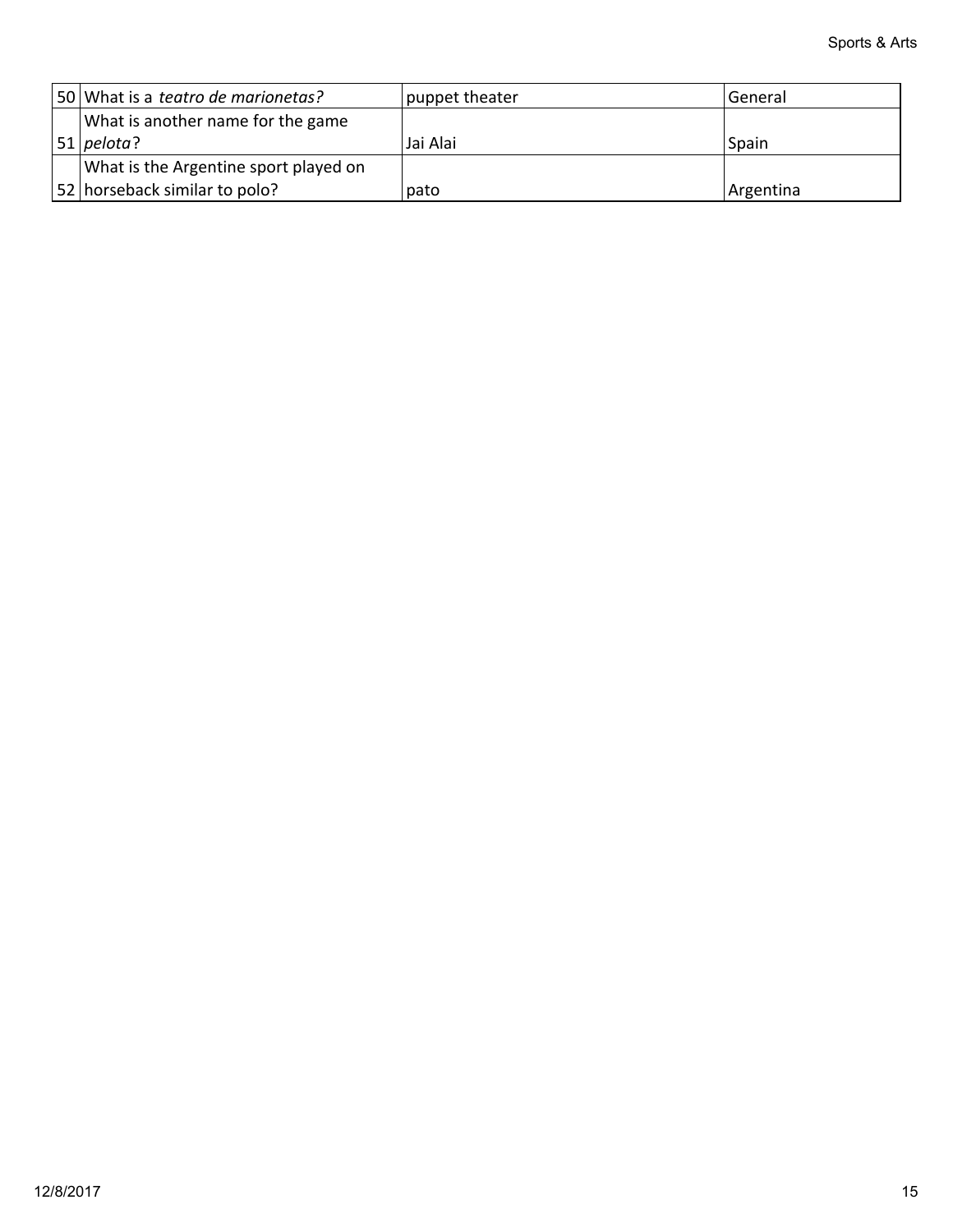| | | | |
|---|---|---|---|
| 50 | What is a *teatro de marionetas?* | puppet theater | General |
| 51 | What is another name for the game *pelota*? | Jai Alai | Spain |
| 52 | What is the Argentine sport played on horseback similar to polo? | pato | Argentina |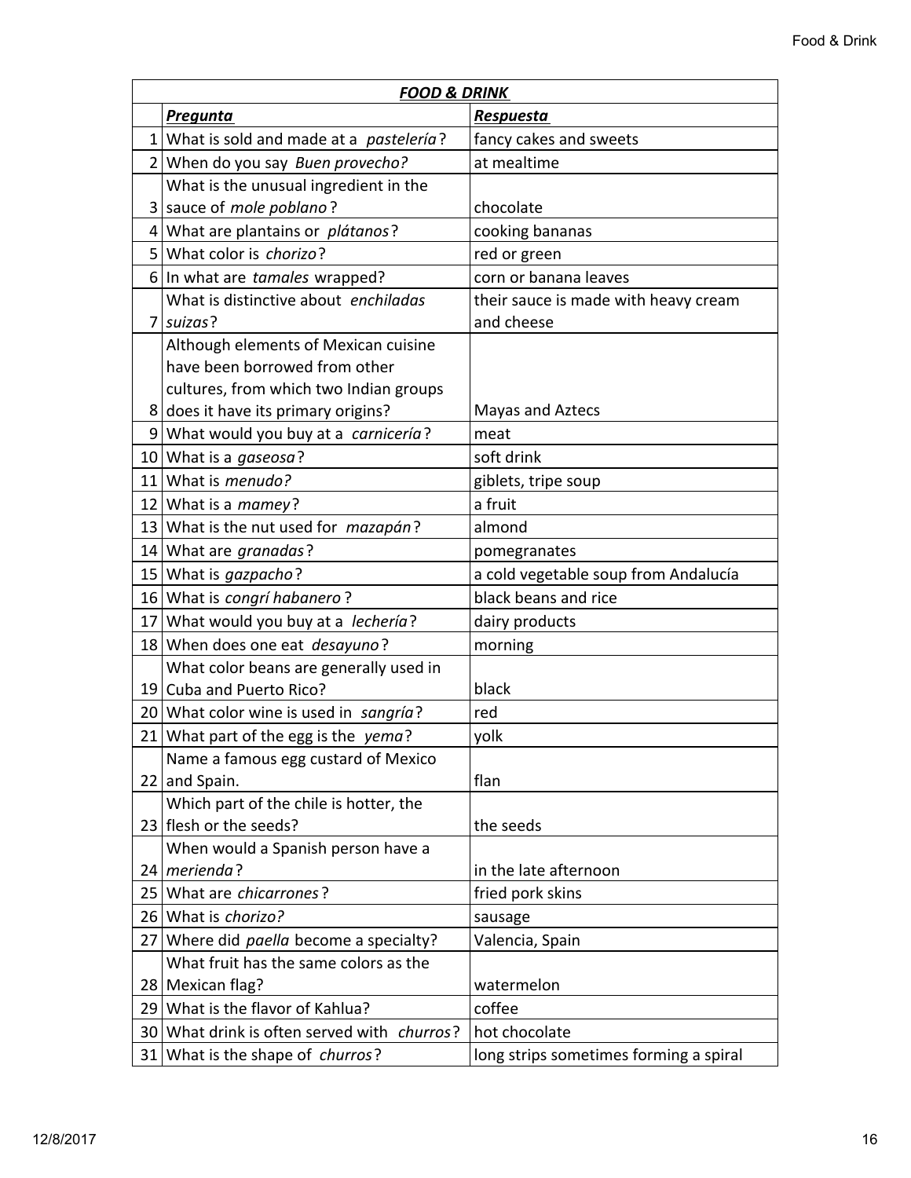| | ***FOOD & DRINK*** | |
|---|---|---|
| | ***Pregunta*** | ***Respuesta*** |
| 1 | What is sold and made at a *pastelería*? | fancy cakes and sweets |
| 2 | When do you say *Buen provecho?* | at mealtime |
| 3 | What is the unusual ingredient in the sauce of *mole poblano*? | chocolate |
| 4 | What are plantains or *plátanos*? | cooking bananas |
| 5 | What color is *chorizo*? | red or green |
| 6 | In what are *tamales* wrapped? | corn or banana leaves |
| 7 | What is distinctive about *enchiladas suizas*? | their sauce is made with heavy cream and cheese |
| 8 | Although elements of Mexican cuisine have been borrowed from other cultures, from which two Indian groups does it have its primary origins? | Mayas and Aztecs |
| 9 | What would you buy at a *carnicería*? | meat |
| 10 | What is a *gaseosa*? | soft drink |
| 11 | What is *menudo?* | giblets, tripe soup |
| 12 | What is a *mamey*? | a fruit |
| 13 | What is the nut used for *mazapán*? | almond |
| 14 | What are *granadas*? | pomegranates |
| 15 | What is *gazpacho*? | a cold vegetable soup from Andalucía |
| 16 | What is *congrí habanero*? | black beans and rice |
| 17 | What would you buy at a *lechería*? | dairy products |
| 18 | When does one eat *desayuno*? | morning |
| 19 | What color beans are generally used in Cuba and Puerto Rico? | black |
| 20 | What color wine is used in *sangría*? | red |
| 21 | What part of the egg is the *yema*? | yolk |
| 22 | Name a famous egg custard of Mexico and Spain. | flan |
| 23 | Which part of the chile is hotter, the flesh or the seeds? | the seeds |
| 24 | When would a Spanish person have a *merienda*? | in the late afternoon |
| 25 | What are *chicarrones*? | fried pork skins |
| 26 | What is *chorizo?* | sausage |
| 27 | Where did *paella* become a specialty? | Valencia, Spain |
| 28 | What fruit has the same colors as the Mexican flag? | watermelon |
| 29 | What is the flavor of Kahlua? | coffee |
| 30 | What drink is often served with *churros*? | hot chocolate |
| 31 | What is the shape of *churros*? | long strips sometimes forming a spiral |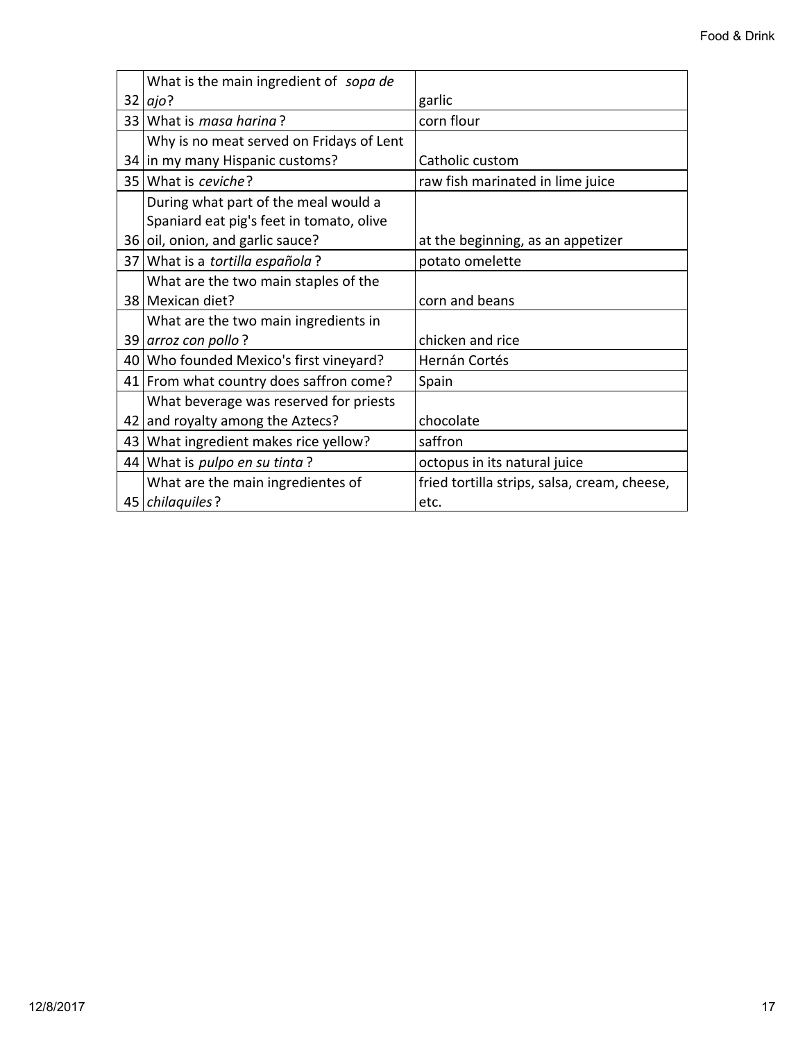| | | |
|---|---|---|
| 32 | What is the main ingredient of *sopa de ajo*? | garlic |
| 33 | What is *masa harina*? | corn flour |
| 34 | Why is no meat served on Fridays of Lent in my many Hispanic customs? | Catholic custom |
| 35 | What is *ceviche*? | raw fish marinated in lime juice |
| 36 | During what part of the meal would a Spaniard eat pig's feet in tomato, olive oil, onion, and garlic sauce? | at the beginning, as an appetizer |
| 37 | What is a *tortilla española*? | potato omelette |
| 38 | What are the two main staples of the Mexican diet? | corn and beans |
| 39 | What are the two main ingredients in *arroz con pollo*? | chicken and rice |
| 40 | Who founded Mexico's first vineyard? | Hernán Cortés |
| 41 | From what country does saffron come? | Spain |
| 42 | What beverage was reserved for priests and royalty among the Aztecs? | chocolate |
| 43 | What ingredient makes rice yellow? | saffron |
| 44 | What is *pulpo en su tinta*? | octopus in its natural juice |
| 45 | What are the main ingredientes of *chilaquiles*? | fried tortilla strips, salsa, cream, cheese, etc. |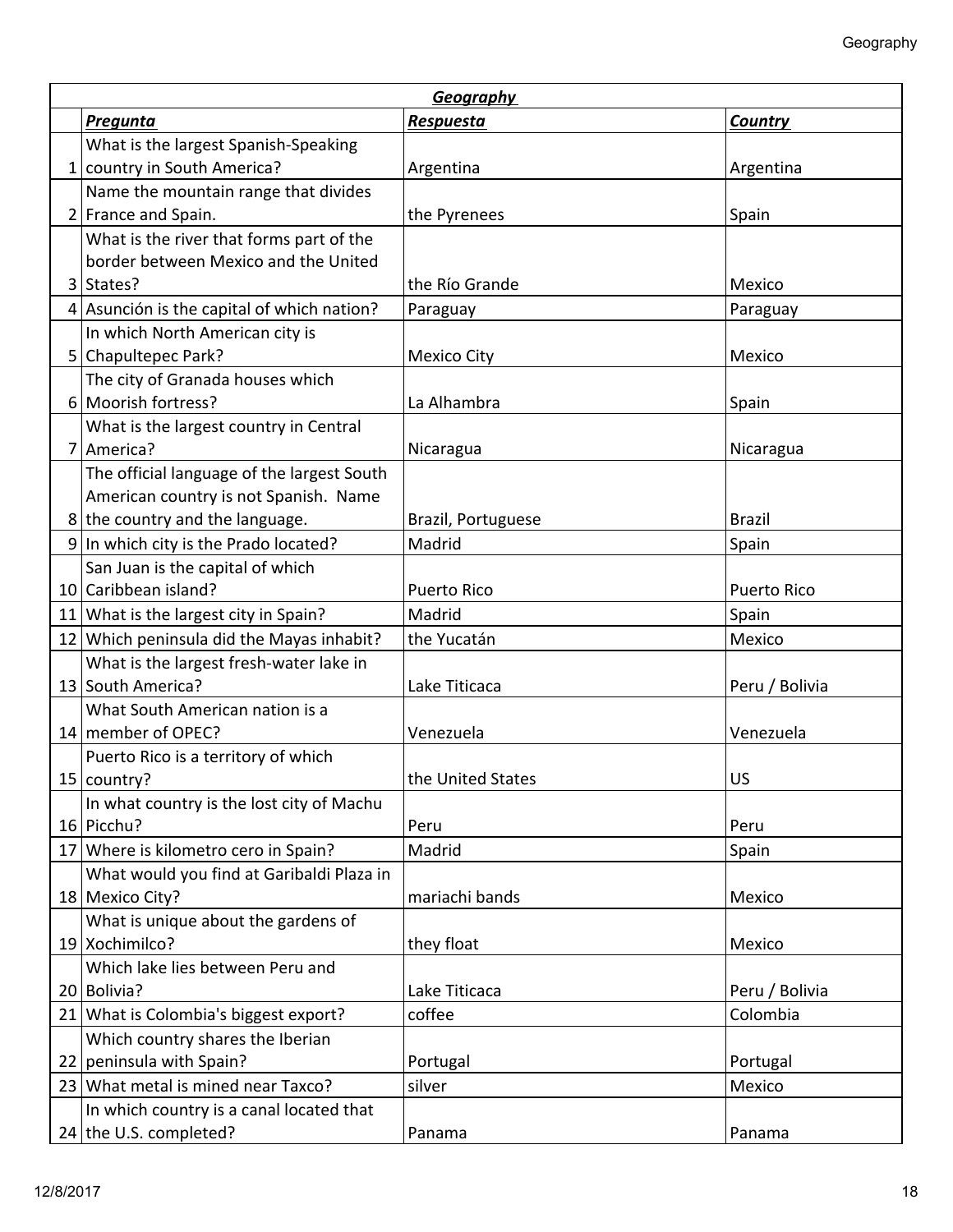| | ***Geography*** | | |
|---|---|---|---|
| | ***Pregunta*** | ***Respuesta*** | ***Country*** |
| 1 | What is the largest Spanish-Speaking country in South America? | Argentina | Argentina |
| 2 | Name the mountain range that divides France and Spain. | the Pyrenees | Spain |
| 3 | What is the river that forms part of the border between Mexico and the United States? | the Río Grande | Mexico |
| 4 | Asunción is the capital of which nation? | Paraguay | Paraguay |
| 5 | In which North American city is Chapultepec Park? | Mexico City | Mexico |
| 6 | The city of Granada houses which Moorish fortress? | La Alhambra | Spain |
| 7 | What is the largest country in Central America? | Nicaragua | Nicaragua |
| 8 | The official language of the largest South American country is not Spanish. Name the country and the language. | Brazil, Portuguese | Brazil |
| 9 | In which city is the Prado located? | Madrid | Spain |
| 10 | San Juan is the capital of which Caribbean island? | Puerto Rico | Puerto Rico |
| 11 | What is the largest city in Spain? | Madrid | Spain |
| 12 | Which peninsula did the Mayas inhabit? | the Yucatán | Mexico |
| 13 | What is the largest fresh-water lake in South America? | Lake Titicaca | Peru / Bolivia |
| 14 | What South American nation is a member of OPEC? | Venezuela | Venezuela |
| 15 | Puerto Rico is a territory of which country? | the United States | US |
| 16 | In what country is the lost city of Machu Picchu? | Peru | Peru |
| 17 | Where is kilometro cero in Spain? | Madrid | Spain |
| 18 | What would you find at Garibaldi Plaza in Mexico City? | mariachi bands | Mexico |
| 19 | What is unique about the gardens of Xochimilco? | they float | Mexico |
| 20 | Which lake lies between Peru and Bolivia? | Lake Titicaca | Peru / Bolivia |
| 21 | What is Colombia's biggest export? | coffee | Colombia |
| 22 | Which country shares the Iberian peninsula with Spain? | Portugal | Portugal |
| 23 | What metal is mined near Taxco? | silver | Mexico |
| 24 | In which country is a canal located that the U.S. completed? | Panama | Panama |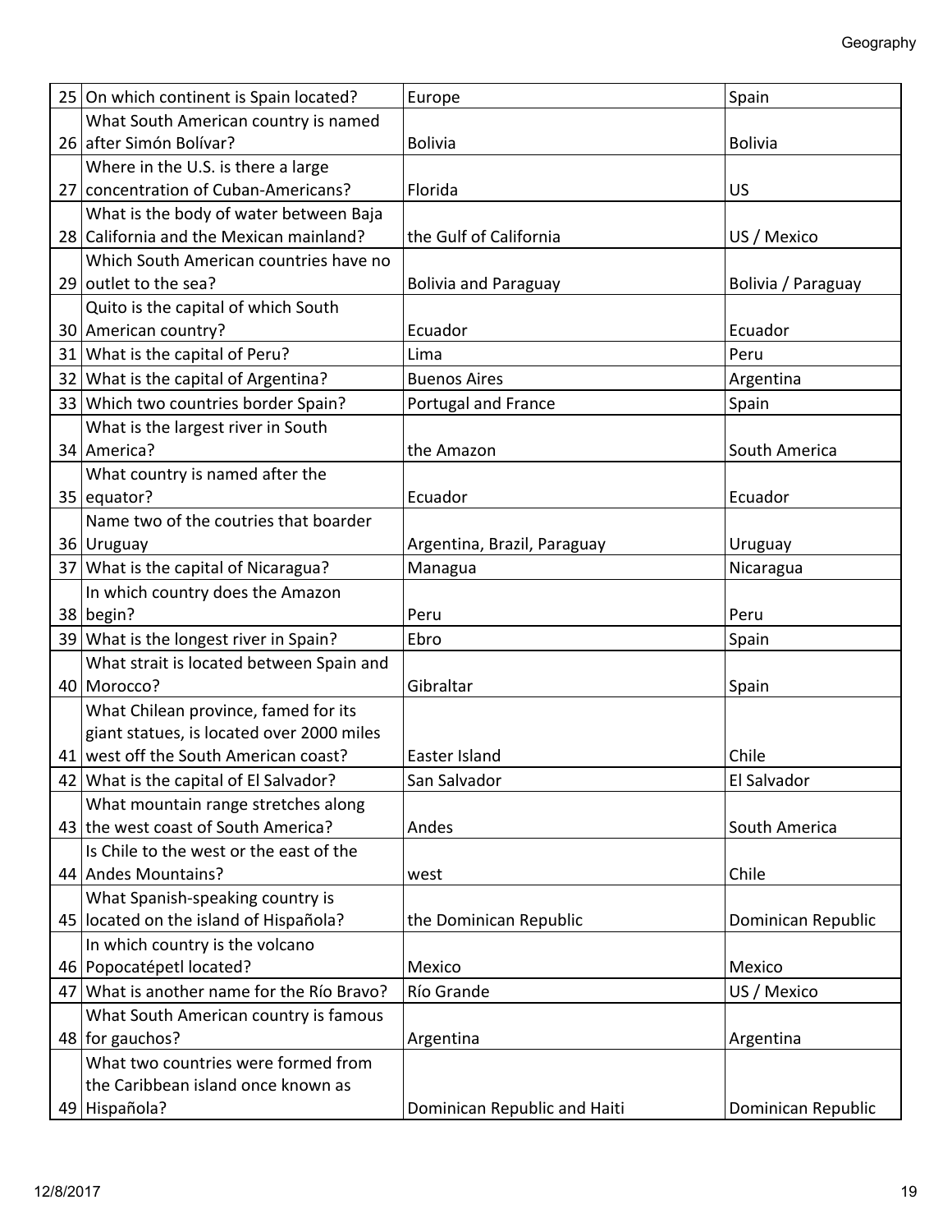| | | | |
|---|---|---|---|
| 25 | On which continent is Spain located? | Europe | Spain |
| 26 | What South American country is named after Simón Bolívar? | Bolivia | Bolivia |
| 27 | Where in the U.S. is there a large concentration of Cuban-Americans? | Florida | US |
| 28 | What is the body of water between Baja California and the Mexican mainland? | the Gulf of California | US / Mexico |
| 29 | Which South American countries have no outlet to the sea? | Bolivia and Paraguay | Bolivia / Paraguay |
| 30 | Quito is the capital of which South American country? | Ecuador | Ecuador |
| 31 | What is the capital of Peru? | Lima | Peru |
| 32 | What is the capital of Argentina? | Buenos Aires | Argentina |
| 33 | Which two countries border Spain? | Portugal and France | Spain |
| 34 | What is the largest river in South America? | the Amazon | South America |
| 35 | What country is named after the equator? | Ecuador | Ecuador |
| 36 | Name two of the coutries that boarder Uruguay | Argentina, Brazil, Paraguay | Uruguay |
| 37 | What is the capital of Nicaragua? | Managua | Nicaragua |
| 38 | In which country does the Amazon begin? | Peru | Peru |
| 39 | What is the longest river in Spain? | Ebro | Spain |
| 40 | What strait is located between Spain and Morocco? | Gibraltar | Spain |
| 41 | What Chilean province, famed for its giant statues, is located over 2000 miles west off the South American coast? | Easter Island | Chile |
| 42 | What is the capital of El Salvador? | San Salvador | El Salvador |
| 43 | What mountain range stretches along the west coast of South America? | Andes | South America |
| 44 | Is Chile to the west or the east of the Andes Mountains? | west | Chile |
| 45 | What Spanish-speaking country is located on the island of Hispañola? | the Dominican Republic | Dominican Republic |
| 46 | In which country is the volcano Popocatépetl located? | Mexico | Mexico |
| 47 | What is another name for the Río Bravo? | Río Grande | US / Mexico |
| 48 | What South American country is famous for gauchos? | Argentina | Argentina |
| 49 | What two countries were formed from the Caribbean island once known as Hispañola? | Dominican Republic and Haiti | Dominican Republic |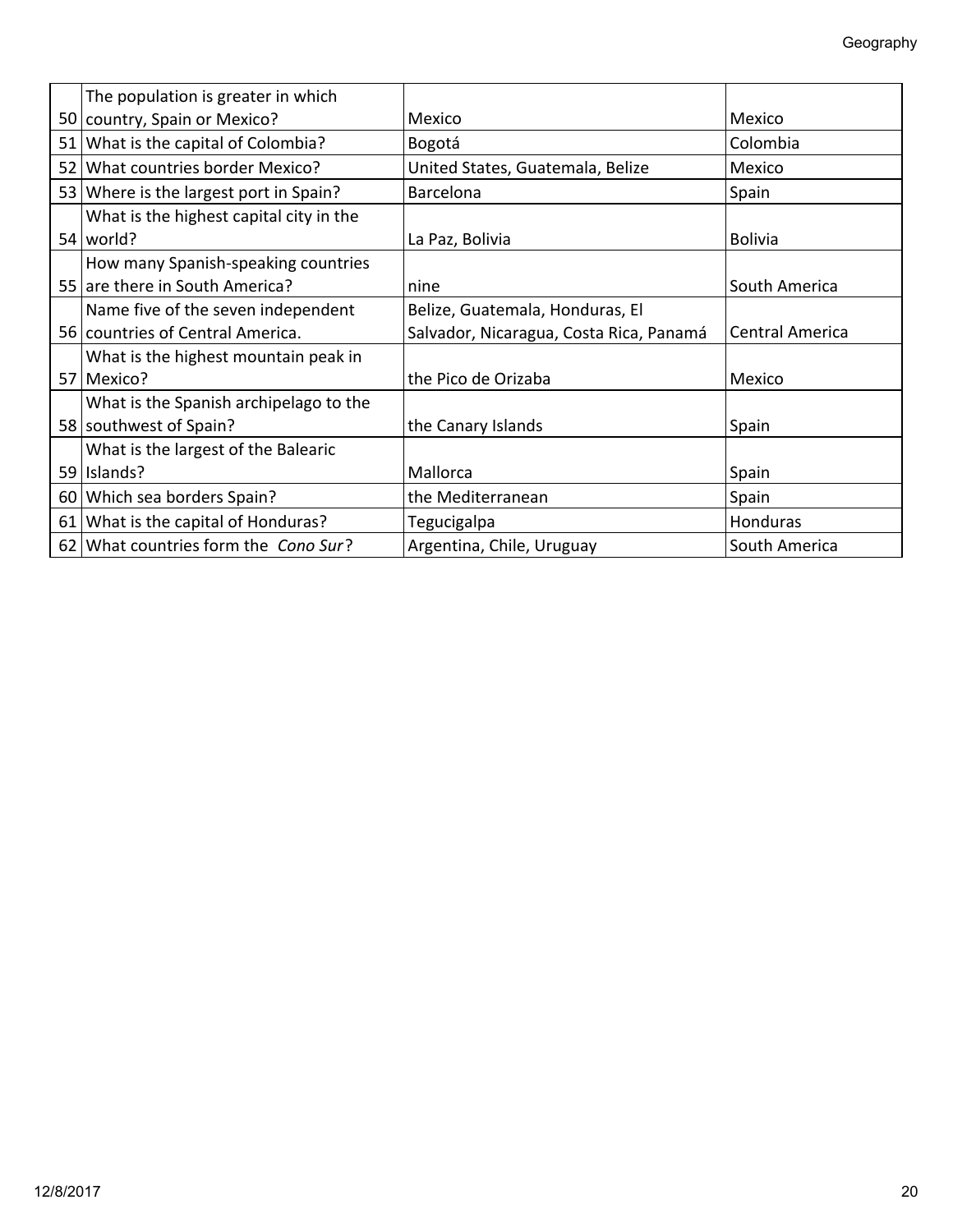| | | | |
|---|---|---|---|
| 50 | The population is greater in which country, Spain or Mexico? | Mexico | Mexico |
| 51 | What is the capital of Colombia? | Bogotá | Colombia |
| 52 | What countries border Mexico? | United States, Guatemala, Belize | Mexico |
| 53 | Where is the largest port in Spain? | Barcelona | Spain |
| 54 | What is the highest capital city in the world? | La Paz, Bolivia | Bolivia |
| 55 | How many Spanish-speaking countries are there in South America? | nine | South America |
| 56 | Name five of the seven independent countries of Central America. | Belize, Guatemala, Honduras, El Salvador, Nicaragua, Costa Rica, Panamá | Central America |
| 57 | What is the highest mountain peak in Mexico? | the Pico de Orizaba | Mexico |
| 58 | What is the Spanish archipelago to the southwest of Spain? | the Canary Islands | Spain |
| 59 | What is the largest of the Balearic Islands? | Mallorca | Spain |
| 60 | Which sea borders Spain? | the Mediterranean | Spain |
| 61 | What is the capital of Honduras? | Tegucigalpa | Honduras |
| 62 | What countries form the *Cono Sur*? | Argentina, Chile, Uruguay | South America |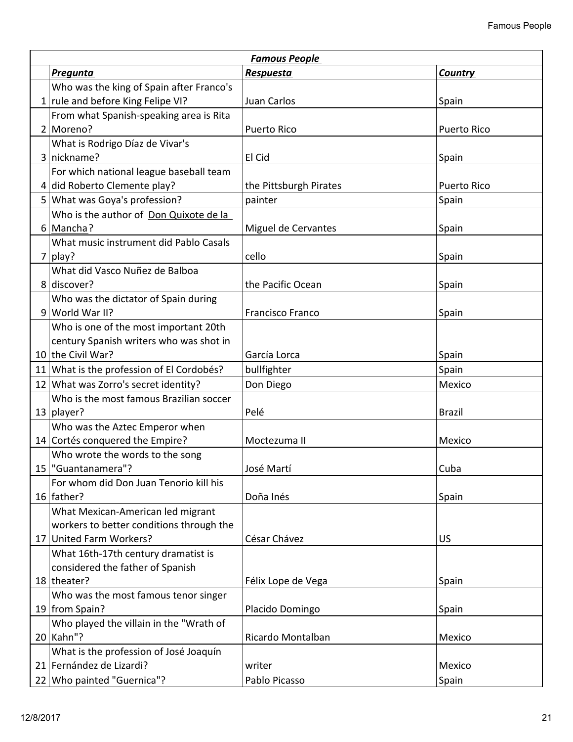| | ***Famous People*** | | |
|---|---|---|---|
| | ***Pregunta*** | ***Respuesta*** | ***Country*** |
| 1 | Who was the king of Spain after Franco's rule and before King Felipe VI? | Juan Carlos | Spain |
| 2 | From what Spanish-speaking area is Rita Moreno? | Puerto Rico | Puerto Rico |
| 3 | What is Rodrigo Díaz de Vivar's nickname? | El Cid | Spain |
| 4 | For which national league baseball team did Roberto Clemente play? | the Pittsburgh Pirates | Puerto Rico |
| 5 | What was Goya's profession? | painter | Spain |
| 6 | Who is the author of Don Quixote de la Mancha? | Miguel de Cervantes | Spain |
| 7 | What music instrument did Pablo Casals play? | cello | Spain |
| 8 | What did Vasco Nuñez de Balboa discover? | the Pacific Ocean | Spain |
| 9 | Who was the dictator of Spain during World War II? | Francisco Franco | Spain |
| 10 | Who is one of the most important 20th century Spanish writers who was shot in the Civil War? | García Lorca | Spain |
| 11 | What is the profession of El Cordobés? | bullfighter | Spain |
| 12 | What was Zorro's secret identity? | Don Diego | Mexico |
| 13 | Who is the most famous Brazilian soccer player? | Pelé | Brazil |
| 14 | Who was the Aztec Emperor when Cortés conquered the Empire? | Moctezuma II | Mexico |
| 15 | Who wrote the words to the song "Guantanamera"? | José Martí | Cuba |
| 16 | For whom did Don Juan Tenorio kill his father? | Doña Inés | Spain |
| 17 | What Mexican-American led migrant workers to better conditions through the United Farm Workers? | César Chávez | US |
| 18 | What 16th-17th century dramatist is considered the father of Spanish theater? | Félix Lope de Vega | Spain |
| 19 | Who was the most famous tenor singer from Spain? | Placido Domingo | Spain |
| 20 | Who played the villain in the "Wrath of Kahn"? | Ricardo Montalban | Mexico |
| 21 | What is the profession of José Joaquín Fernández de Lizardi? | writer | Mexico |
| 22 | Who painted "Guernica"? | Pablo Picasso | Spain |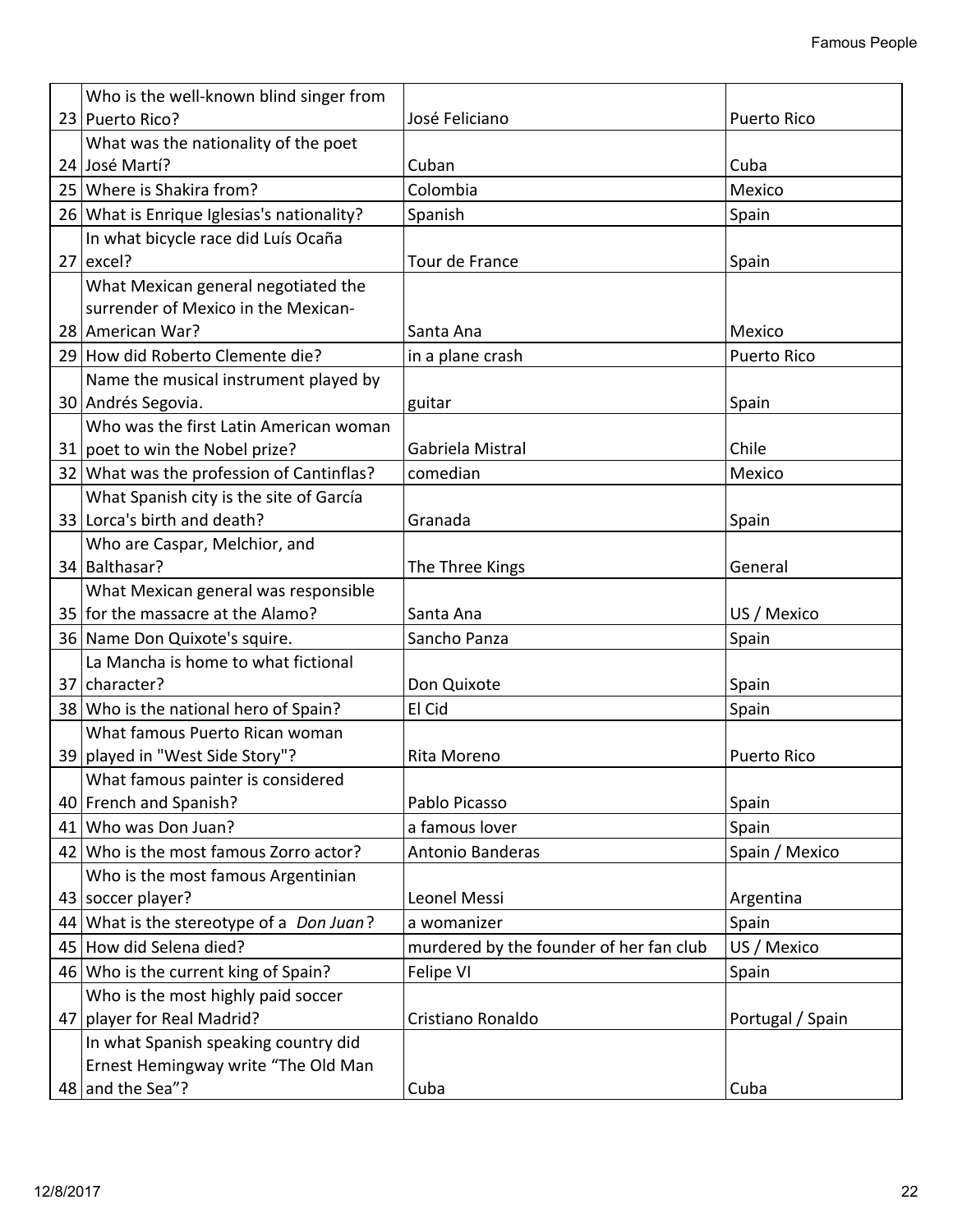| | | | |
|---|---|---|---|
| 23 | Who is the well-known blind singer from Puerto Rico? | José Feliciano | Puerto Rico |
| 24 | What was the nationality of the poet José Martí? | Cuban | Cuba |
| 25 | Where is Shakira from? | Colombia | Mexico |
| 26 | What is Enrique Iglesias's nationality? | Spanish | Spain |
| 27 | In what bicycle race did Luís Ocaña excel? | Tour de France | Spain |
| 28 | What Mexican general negotiated the surrender of Mexico in the Mexican-American War? | Santa Ana | Mexico |
| 29 | How did Roberto Clemente die? | in a plane crash | Puerto Rico |
| 30 | Name the musical instrument played by Andrés Segovia. | guitar | Spain |
| 31 | Who was the first Latin American woman poet to win the Nobel prize? | Gabriela Mistral | Chile |
| 32 | What was the profession of Cantinflas? | comedian | Mexico |
| 33 | What Spanish city is the site of García Lorca's birth and death? | Granada | Spain |
| 34 | Who are Caspar, Melchior, and Balthasar? | The Three Kings | General |
| 35 | What Mexican general was responsible for the massacre at the Alamo? | Santa Ana | US / Mexico |
| 36 | Name Don Quixote's squire. | Sancho Panza | Spain |
| 37 | La Mancha is home to what fictional character? | Don Quixote | Spain |
| 38 | Who is the national hero of Spain? | El Cid | Spain |
| 39 | What famous Puerto Rican woman played in "West Side Story"? | Rita Moreno | Puerto Rico |
| 40 | What famous painter is considered French and Spanish? | Pablo Picasso | Spain |
| 41 | Who was Don Juan? | a famous lover | Spain |
| 42 | Who is the most famous Zorro actor? | Antonio Banderas | Spain / Mexico |
| 43 | Who is the most famous Argentinian soccer player? | Leonel Messi | Argentina |
| 44 | What is the stereotype of a *Don Juan*? | a womanizer | Spain |
| 45 | How did Selena died? | murdered by the founder of her fan club | US / Mexico |
| 46 | Who is the current king of Spain? | Felipe VI | Spain |
| 47 | Who is the most highly paid soccer player for Real Madrid? | Cristiano Ronaldo | Portugal / Spain |
| 48 | In what Spanish speaking country did Ernest Hemingway write "The Old Man and the Sea"? | Cuba | Cuba |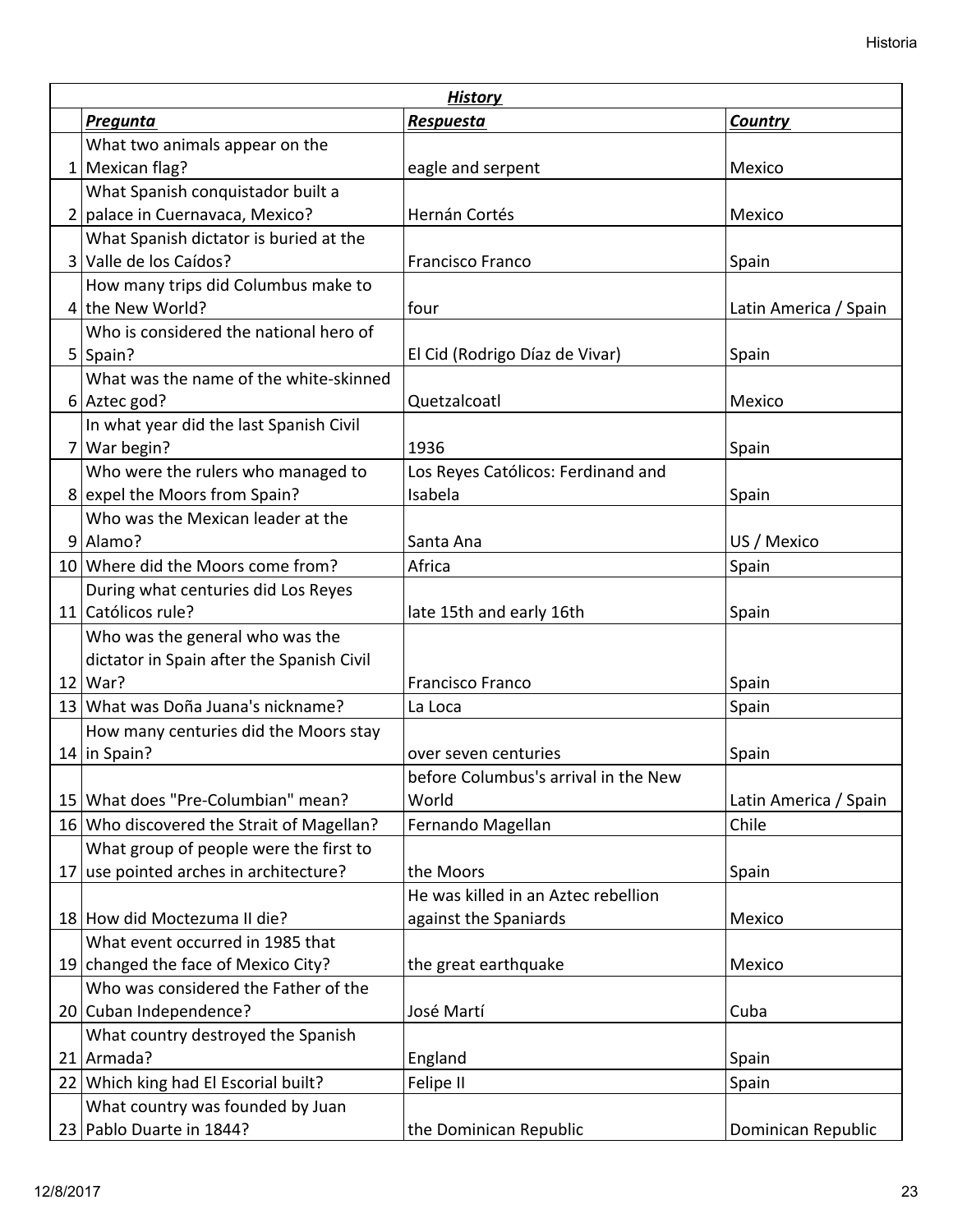| | ***History*** | | |
|---|---|---|---|
| | ***Pregunta*** | ***Respuesta*** | ***Country*** |
| 1 | What two animals appear on the Mexican flag? | eagle and serpent | Mexico |
| 2 | What Spanish conquistador built a palace in Cuernavaca, Mexico? | Hernán Cortés | Mexico |
| 3 | What Spanish dictator is buried at the Valle de los Caídos? | Francisco Franco | Spain |
| 4 | How many trips did Columbus make to the New World? | four | Latin America / Spain |
| 5 | Who is considered the national hero of Spain? | El Cid (Rodrigo Díaz de Vivar) | Spain |
| 6 | What was the name of the white-skinned Aztec god? | Quetzalcoatl | Mexico |
| 7 | In what year did the last Spanish Civil War begin? | 1936 | Spain |
| 8 | Who were the rulers who managed to expel the Moors from Spain? | Los Reyes Católicos: Ferdinand and Isabela | Spain |
| 9 | Who was the Mexican leader at the Alamo? | Santa Ana | US / Mexico |
| 10 | Where did the Moors come from? | Africa | Spain |
| 11 | During what centuries did Los Reyes Católicos rule? | late 15th and early 16th | Spain |
| 12 | Who was the general who was the dictator in Spain after the Spanish Civil War? | Francisco Franco | Spain |
| 13 | What was Doña Juana's nickname? | La Loca | Spain |
| 14 | How many centuries did the Moors stay in Spain? | over seven centuries | Spain |
| 15 | What does "Pre-Columbian" mean? | before Columbus's arrival in the New World | Latin America / Spain |
| 16 | Who discovered the Strait of Magellan? | Fernando Magellan | Chile |
| 17 | What group of people were the first to use pointed arches in architecture? | the Moors | Spain |
| 18 | How did Moctezuma II die? | He was killed in an Aztec rebellion against the Spaniards | Mexico |
| 19 | What event occurred in 1985 that changed the face of Mexico City? | the great earthquake | Mexico |
| 20 | Who was considered the Father of the Cuban Independence? | José Martí | Cuba |
| 21 | What country destroyed the Spanish Armada? | England | Spain |
| 22 | Which king had El Escorial built? | Felipe II | Spain |
| 23 | What country was founded by Juan Pablo Duarte in 1844? | the Dominican Republic | Dominican Republic |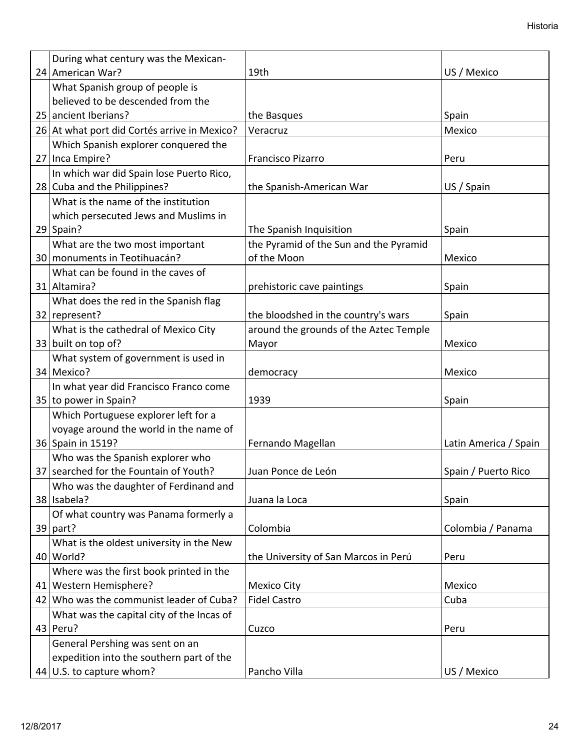| | | | |
|---|---|---|---|
| 24 | During what century was the Mexican-American War? | 19th | US / Mexico |
| 25 | What Spanish group of people is believed to be descended from the ancient Iberians? | the Basques | Spain |
| 26 | At what port did Cortés arrive in Mexico? | Veracruz | Mexico |
| 27 | Which Spanish explorer conquered the Inca Empire? | Francisco Pizarro | Peru |
| 28 | In which war did Spain lose Puerto Rico, Cuba and the Philippines? | the Spanish-American War | US / Spain |
| 29 | What is the name of the institution which persecuted Jews and Muslims in Spain? | The Spanish Inquisition | Spain |
| 30 | What are the two most important monuments in Teotihuacán? | the Pyramid of the Sun and the Pyramid of the Moon | Mexico |
| 31 | What can be found in the caves of Altamira? | prehistoric cave paintings | Spain |
| 32 | What does the red in the Spanish flag represent? | the bloodshed in the country's wars | Spain |
| 33 | What is the cathedral of Mexico City built on top of? | around the grounds of the Aztec Temple Mayor | Mexico |
| 34 | What system of government is used in Mexico? | democracy | Mexico |
| 35 | In what year did Francisco Franco come to power in Spain? | 1939 | Spain |
| 36 | Which Portuguese explorer left for a voyage around the world in the name of Spain in 1519? | Fernando Magellan | Latin America / Spain |
| 37 | Who was the Spanish explorer who searched for the Fountain of Youth? | Juan Ponce de León | Spain / Puerto Rico |
| 38 | Who was the daughter of Ferdinand and Isabela? | Juana la Loca | Spain |
| 39 | Of what country was Panama formerly a part? | Colombia | Colombia / Panama |
| 40 | What is the oldest university in the New World? | the University of San Marcos in Perú | Peru |
| 41 | Where was the first book printed in the Western Hemisphere? | Mexico City | Mexico |
| 42 | Who was the communist leader of Cuba? | Fidel Castro | Cuba |
| 43 | What was the capital city of the Incas of Peru? | Cuzco | Peru |
| 44 | General Pershing was sent on an expedition into the southern part of the U.S. to capture whom? | Pancho Villa | US / Mexico |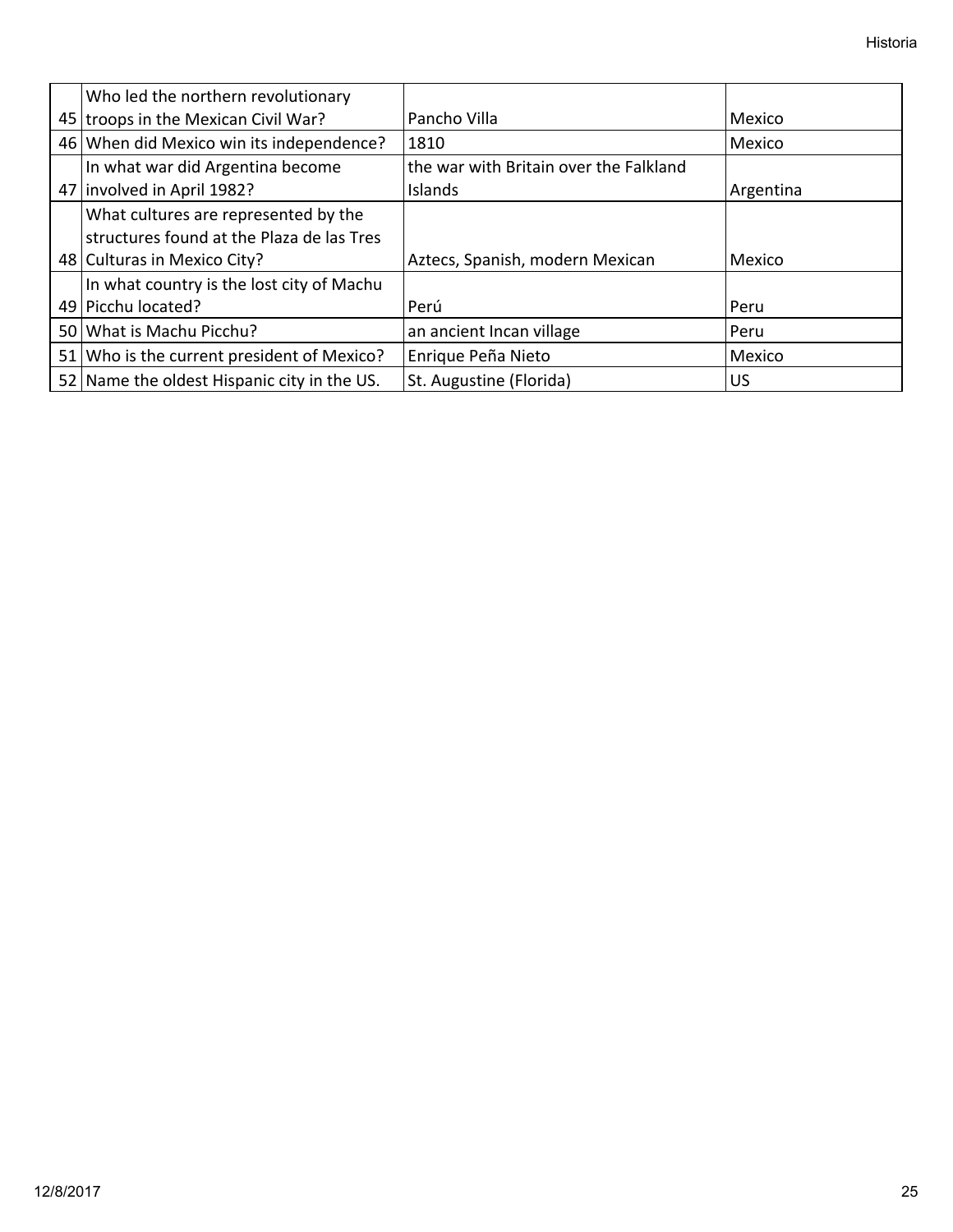| | | | |
|---|---|---|---|
| 45 | Who led the northern revolutionary troops in the Mexican Civil War? | Pancho Villa | Mexico |
| 46 | When did Mexico win its independence? | 1810 | Mexico |
| 47 | In what war did Argentina become involved in April 1982? | the war with Britain over the Falkland Islands | Argentina |
| 48 | What cultures are represented by the structures found at the Plaza de las Tres Culturas in Mexico City? | Aztecs, Spanish, modern Mexican | Mexico |
| 49 | In what country is the lost city of Machu Picchu located? | Perú | Peru |
| 50 | What is Machu Picchu? | an ancient Incan village | Peru |
| 51 | Who is the current president of Mexico? | Enrique Peña Nieto | Mexico |
| 52 | Name the oldest Hispanic city in the US. | St. Augustine (Florida) | US |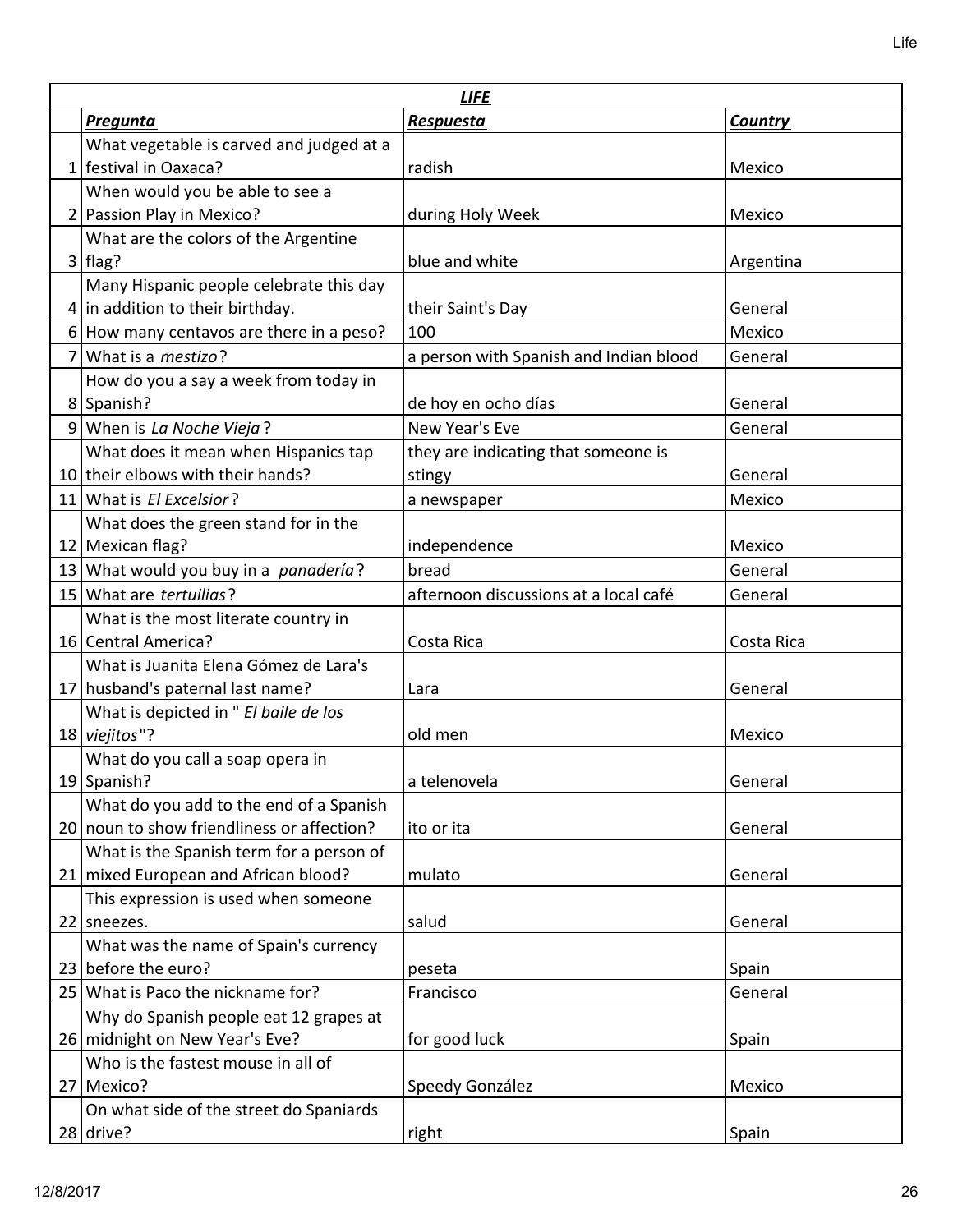| | ***LIFE*** | | |
|---|---|---|---|
| | ***Pregunta*** | ***Respuesta*** | ***Country*** |
| 1 | What vegetable is carved and judged at a festival in Oaxaca? | radish | Mexico |
| 2 | When would you be able to see a Passion Play in Mexico? | during Holy Week | Mexico |
| 3 | What are the colors of the Argentine flag? | blue and white | Argentina |
| 4 | Many Hispanic people celebrate this day in addition to their birthday. | their Saint's Day | General |
| 6 | How many centavos are there in a peso? | 100 | Mexico |
| 7 | What is a *mestizo*? | a person with Spanish and Indian blood | General |
| 8 | How do you a say a week from today in Spanish? | de hoy en ocho días | General |
| 9 | When is *La Noche Vieja*? | New Year's Eve | General |
| 10 | What does it mean when Hispanics tap their elbows with their hands? | they are indicating that someone is stingy | General |
| 11 | What is *El Excelsior*? | a newspaper | Mexico |
| 12 | What does the green stand for in the Mexican flag? | independence | Mexico |
| 13 | What would you buy in a *panadería*? | bread | General |
| 15 | What are *tertuilias*? | afternoon discussions at a local café | General |
| 16 | What is the most literate country in Central America? | Costa Rica | Costa Rica |
| 17 | What is Juanita Elena Gómez de Lara's husband's paternal last name? | Lara | General |
| 18 | What is depicted in " *El baile de los viejitos*"? | old men | Mexico |
| 19 | What do you call a soap opera in Spanish? | a telenovela | General |
| 20 | What do you add to the end of a Spanish noun to show friendliness or affection? | ito or ita | General |
| 21 | What is the Spanish term for a person of mixed European and African blood? | mulato | General |
| 22 | This expression is used when someone sneezes. | salud | General |
| 23 | What was the name of Spain's currency before the euro? | peseta | Spain |
| 25 | What is Paco the nickname for? | Francisco | General |
| 26 | Why do Spanish people eat 12 grapes at midnight on New Year's Eve? | for good luck | Spain |
| 27 | Who is the fastest mouse in all of Mexico? | Speedy González | Mexico |
| 28 | On what side of the street do Spaniards drive? | right | Spain |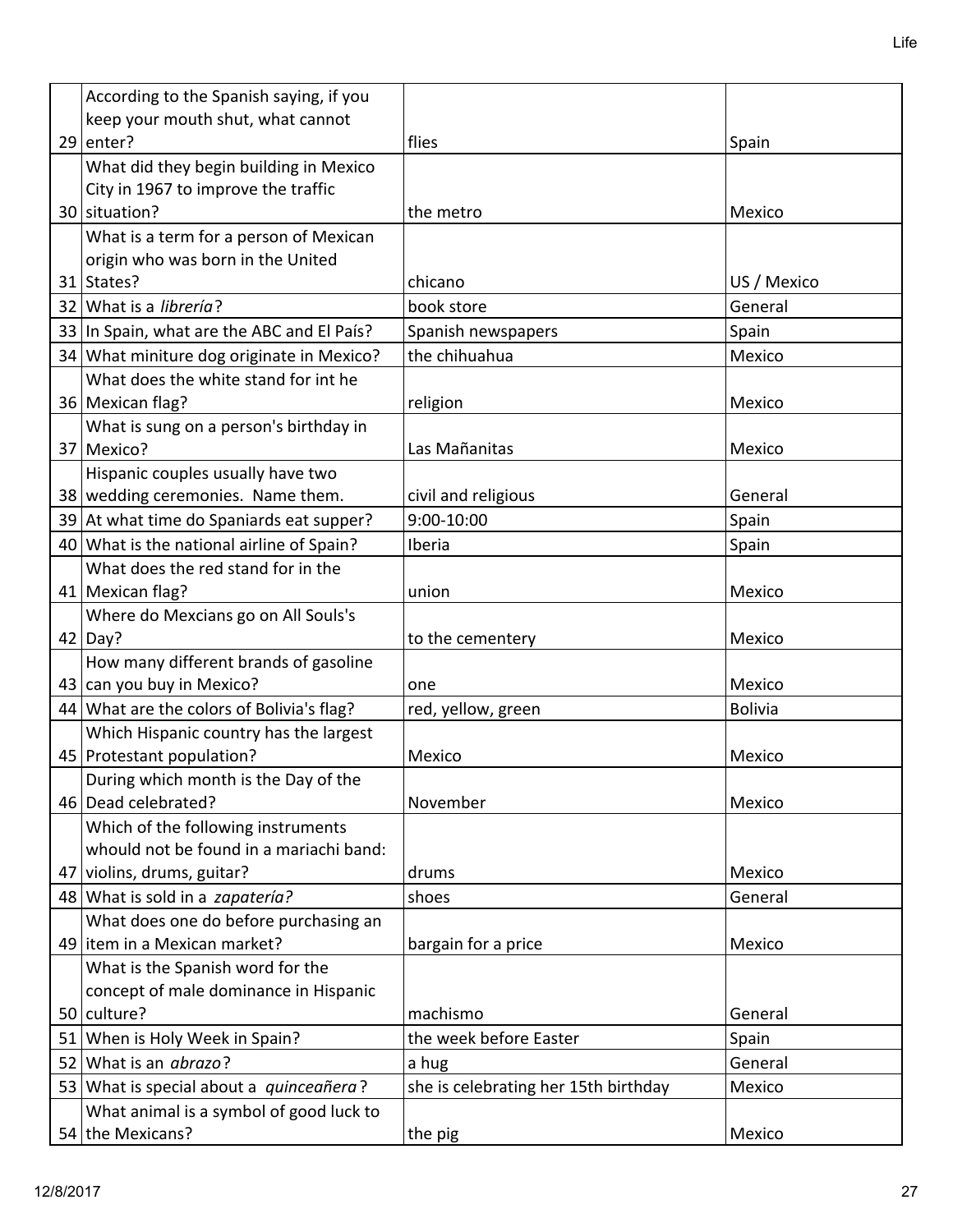| | | | |
|---|---|---|---|
| 29 | According to the Spanish saying, if you keep your mouth shut, what cannot enter? | flies | Spain |
| 30 | What did they begin building in Mexico City in 1967 to improve the traffic situation? | the metro | Mexico |
| 31 | What is a term for a person of Mexican origin who was born in the United States? | chicano | US / Mexico |
| 32 | What is a *librería*? | book store | General |
| 33 | In Spain, what are the ABC and El País? | Spanish newspapers | Spain |
| 34 | What miniture dog originate in Mexico? | the chihuahua | Mexico |
| 36 | What does the white stand for int he Mexican flag? | religion | Mexico |
| 37 | What is sung on a person's birthday in Mexico? | Las Mañanitas | Mexico |
| 38 | Hispanic couples usually have two wedding ceremonies. Name them. | civil and religious | General |
| 39 | At what time do Spaniards eat supper? | 9:00-10:00 | Spain |
| 40 | What is the national airline of Spain? | Iberia | Spain |
| 41 | What does the red stand for in the Mexican flag? | union | Mexico |
| 42 | Where do Mexcians go on All Souls's Day? | to the cementery | Mexico |
| 43 | How many different brands of gasoline can you buy in Mexico? | one | Mexico |
| 44 | What are the colors of Bolivia's flag? | red, yellow, green | Bolivia |
| 45 | Which Hispanic country has the largest Protestant population? | Mexico | Mexico |
| 46 | During which month is the Day of the Dead celebrated? | November | Mexico |
| 47 | Which of the following instruments whould not be found in a mariachi band: violins, drums, guitar? | drums | Mexico |
| 48 | What is sold in a *zapatería?* | shoes | General |
| 49 | What does one do before purchasing an item in a Mexican market? | bargain for a price | Mexico |
| 50 | What is the Spanish word for the concept of male dominance in Hispanic culture? | machismo | General |
| 51 | When is Holy Week in Spain? | the week before Easter | Spain |
| 52 | What is an *abrazo*? | a hug | General |
| 53 | What is special about a *quinceañera*? | she is celebrating her 15th birthday | Mexico |
| 54 | What animal is a symbol of good luck to the Mexicans? | the pig | Mexico |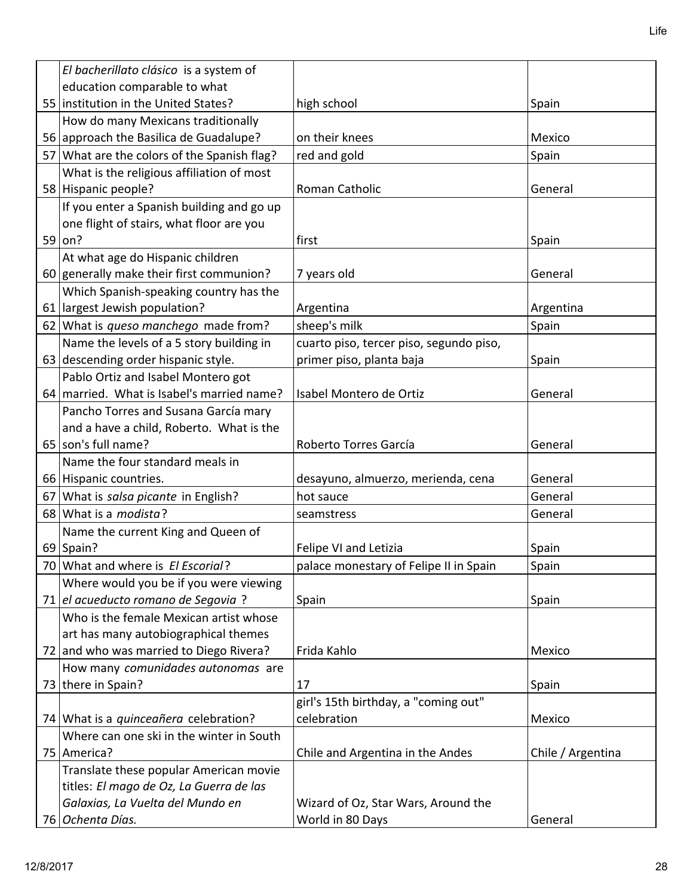| | | | |
|---|---|---|---|
| 55 | *El bacherillato clásico* is a system of education comparable to what institution in the United States? | high school | Spain |
| 56 | How do many Mexicans traditionally approach the Basilica de Guadalupe? | on their knees | Mexico |
| 57 | What are the colors of the Spanish flag? | red and gold | Spain |
| 58 | What is the religious affiliation of most Hispanic people? | Roman Catholic | General |
| 59 | If you enter a Spanish building and go up one flight of stairs, what floor are you on? | first | Spain |
| 60 | At what age do Hispanic children generally make their first communion? | 7 years old | General |
| 61 | Which Spanish-speaking country has the largest Jewish population? | Argentina | Argentina |
| 62 | What is *queso manchego* made from? | sheep's milk | Spain |
| 63 | Name the levels of a 5 story building in descending order hispanic style. | cuarto piso, tercer piso, segundo piso, primer piso, planta baja | Spain |
| 64 | Pablo Ortiz and Isabel Montero got married. What is Isabel's married name? | Isabel Montero de Ortiz | General |
| 65 | Pancho Torres and Susana García mary and a have a child, Roberto. What is the son's full name? | Roberto Torres García | General |
| 66 | Name the four standard meals in Hispanic countries. | desayuno, almuerzo, merienda, cena | General |
| 67 | What is *salsa picante* in English? | hot sauce | General |
| 68 | What is a *modista*? | seamstress | General |
| 69 | Name the current King and Queen of Spain? | Felipe VI and Letizia | Spain |
| 70 | What and where is *El Escorial*? | palace monestary of Felipe II in Spain | Spain |
| 71 | Where would you be if you were viewing *el acueducto romano de Segovia* ? | Spain | Spain |
| 72 | Who is the female Mexican artist whose art has many autobiographical themes and who was married to Diego Rivera? | Frida Kahlo | Mexico |
| 73 | How many *comunidades autonomas* are there in Spain? | 17 | Spain |
| 74 | What is a *quinceañera* celebration? | girl's 15th birthday, a "coming out" celebration | Mexico |
| 75 | Where can one ski in the winter in South America? | Chile and Argentina in the Andes | Chile / Argentina |
| 76 | Translate these popular American movie titles: *El mago de Oz, La Guerra de las Galaxias, La Vuelta del Mundo en Ochenta Días.* | Wizard of Oz, Star Wars, Around the World in 80 Days | General |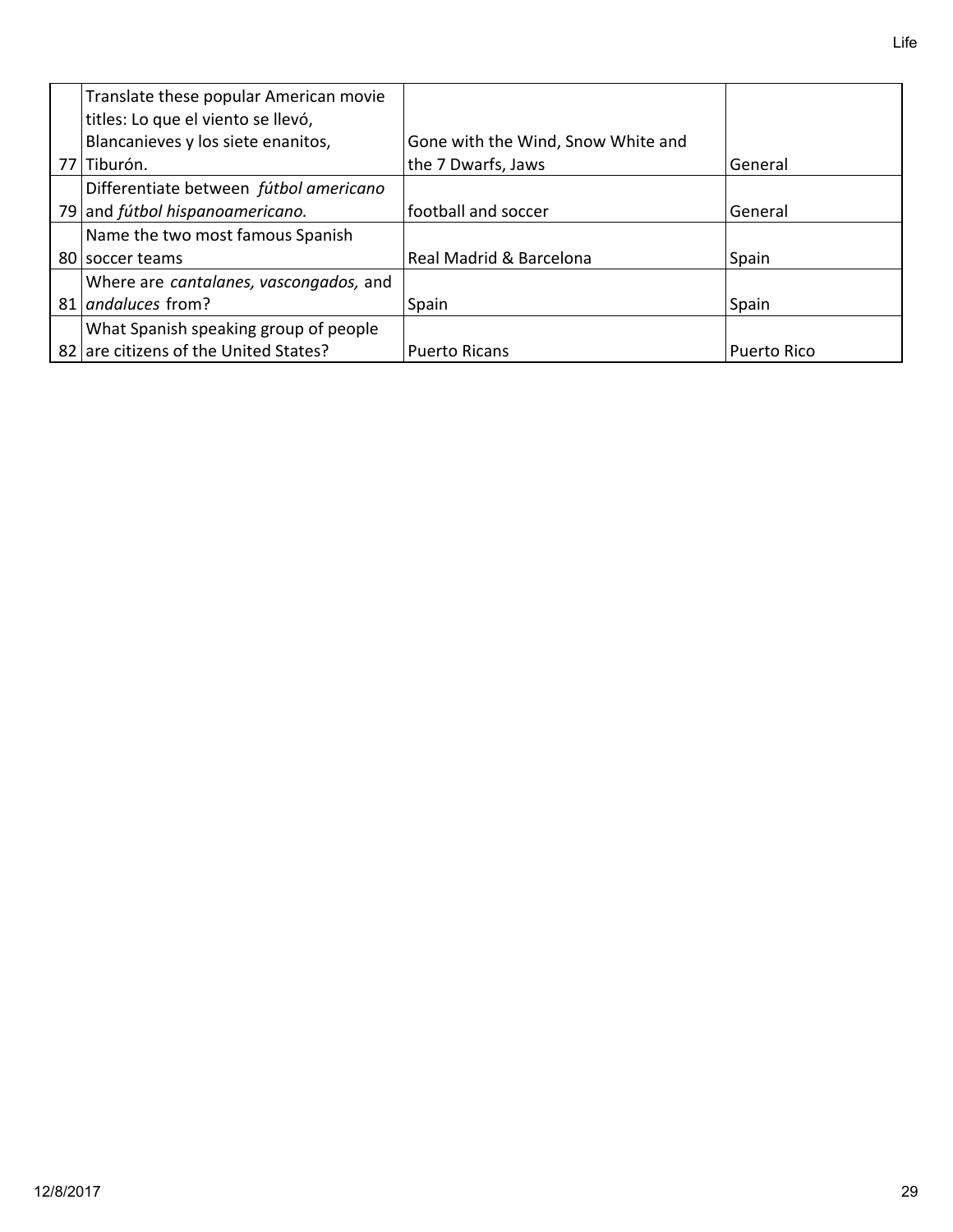| | | | |
|---|---|---|---|
| 77 | Translate these popular American movie titles: Lo que el viento se llevó, Blancanieves y los siete enanitos, Tiburón. | Gone with the Wind, Snow White and the 7 Dwarfs, Jaws | General |
| 79 | Differentiate between *fútbol americano* and *fútbol hispanoamericano.* | football and soccer | General |
| 80 | Name the two most famous Spanish soccer teams | Real Madrid & Barcelona | Spain |
| 81 | Where are *cantalanes, vascongados,* and *andaluces* from? | Spain | Spain |
| 82 | What Spanish speaking group of people are citizens of the United States? | Puerto Ricans | Puerto Rico |